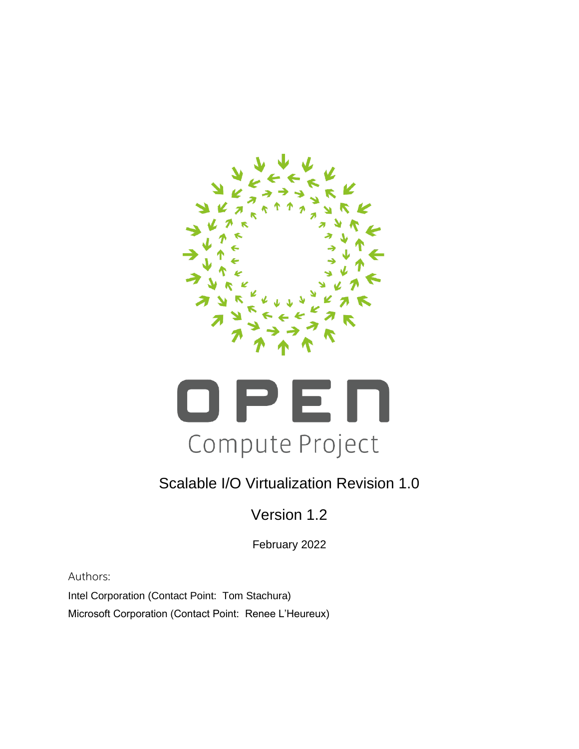OPEN Compute Project

# Scalable I/O Virtualization Revision 1.0

## Version 1.2

February 2022

Authors:

Intel Corporation (Contact Point: Tom Stachura)

Microsoft Corporation (Contact Point: Renee L'Heureux)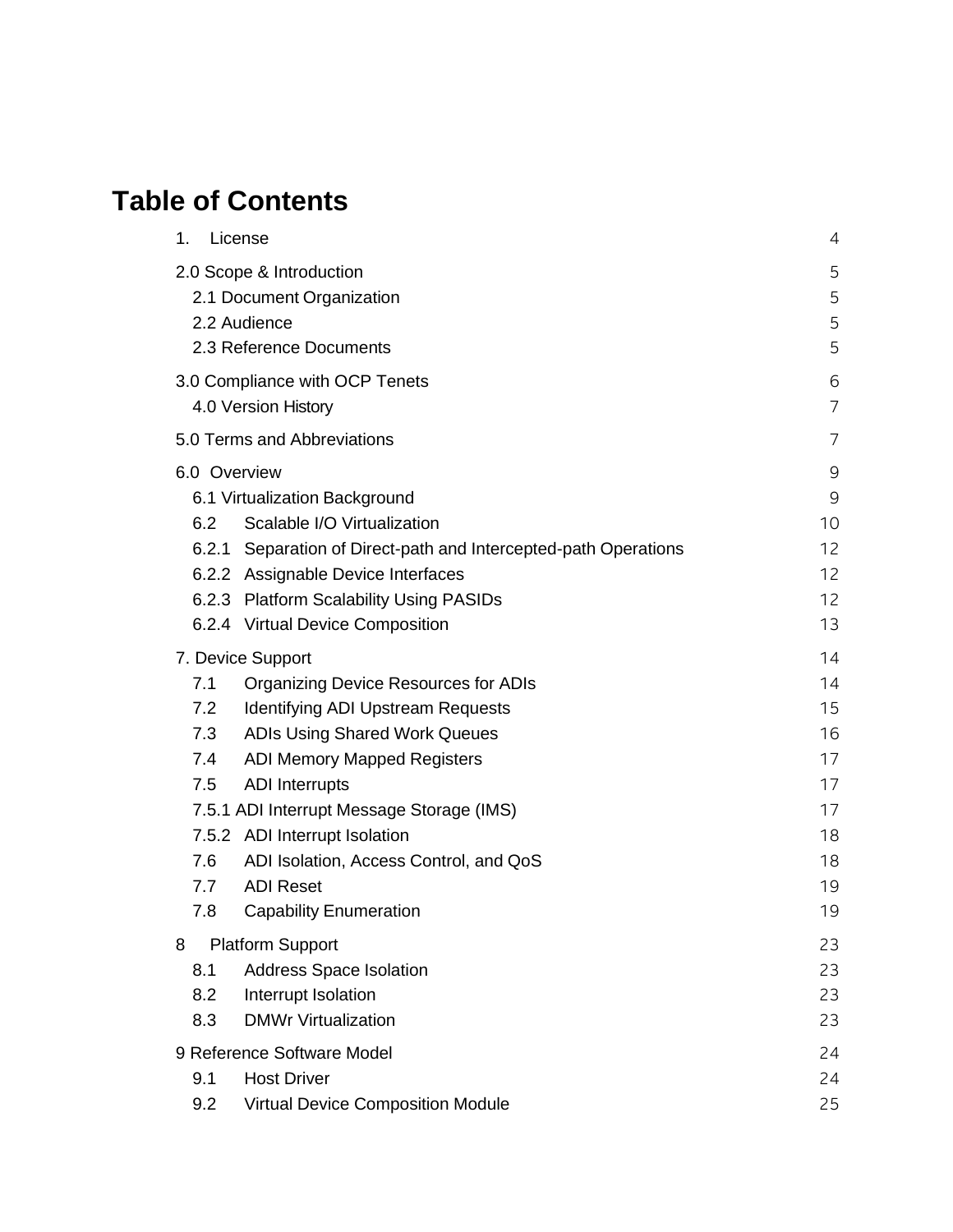# Table of Contents

| | |
|---|---|
| 1. License | 4 |
| 2.0 Scope & Introduction | 5 |
| 2.1 Document Organization | 5 |
| 2.2 Audience | 5 |
| 2.3 Reference Documents | 5 |
| 3.0 Compliance with OCP Tenets | 6 |
| 4.0 Version History | 7 |
| 5.0 Terms and Abbreviations | 7 |
| 6.0 Overview | 9 |
| 6.1 Virtualization Background | 9 |
| 6.2 Scalable I/O Virtualization | 10 |
| 6.2.1 Separation of Direct-path and Intercepted-path Operations | 12 |
| 6.2.2 Assignable Device Interfaces | 12 |
| 6.2.3 Platform Scalability Using PASIDs | 12 |
| 6.2.4 Virtual Device Composition | 13 |
| 7. Device Support | 14 |
| 7.1 Organizing Device Resources for ADIs | 14 |
| 7.2 Identifying ADI Upstream Requests | 15 |
| 7.3 ADIs Using Shared Work Queues | 16 |
| 7.4 ADI Memory Mapped Registers | 17 |
| 7.5 ADI Interrupts | 17 |
| 7.5.1 ADI Interrupt Message Storage (IMS) | 17 |
| 7.5.2 ADI Interrupt Isolation | 18 |
| 7.6 ADI Isolation, Access Control, and QoS | 18 |
| 7.7 ADI Reset | 19 |
| 7.8 Capability Enumeration | 19 |
| 8 Platform Support | 23 |
| 8.1 Address Space Isolation | 23 |
| 8.2 Interrupt Isolation | 23 |
| 8.3 DMWr Virtualization | 23 |
| 9 Reference Software Model | 24 |
| 9.1 Host Driver | 24 |
| 9.2 Virtual Device Composition Module | 25 |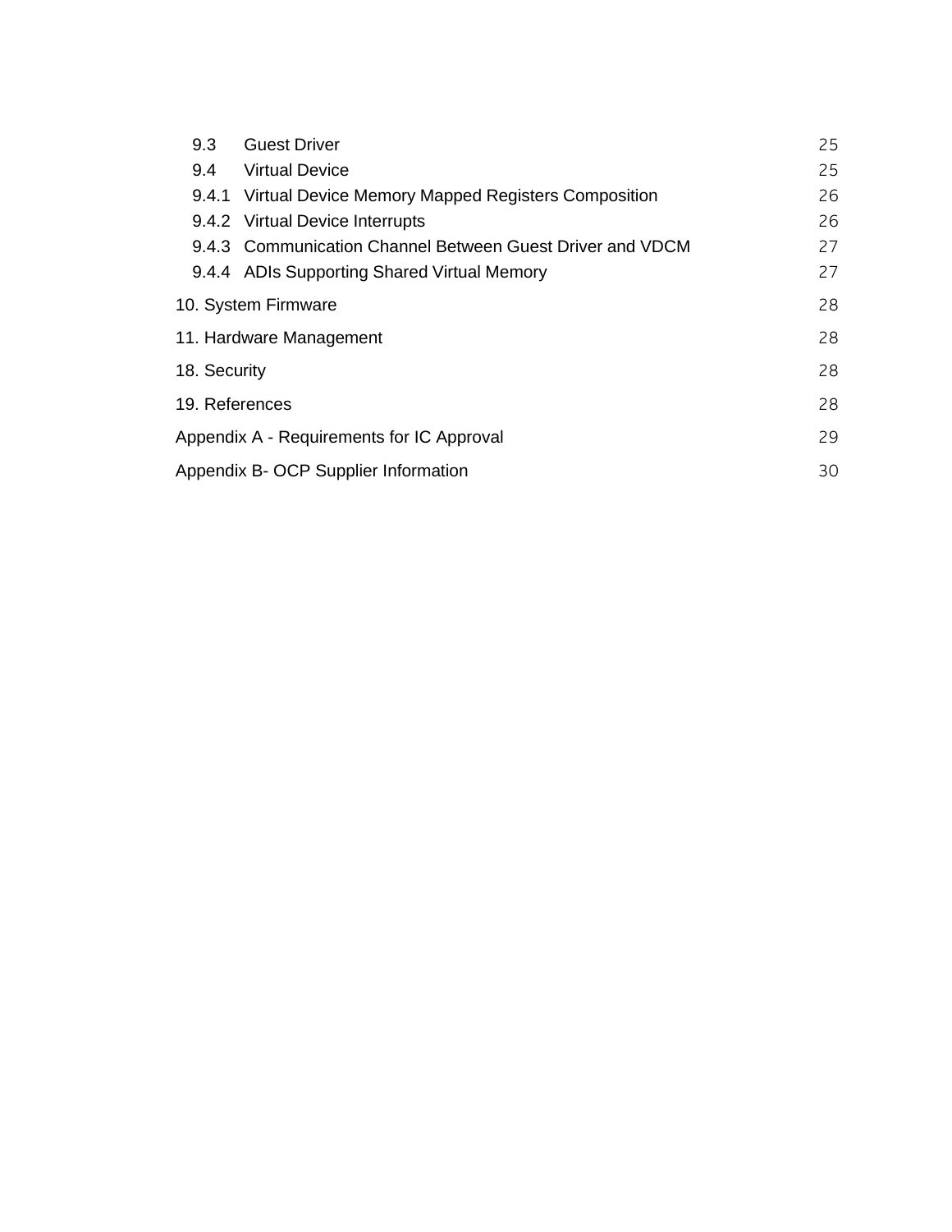| | |
|---|---|
| 9.3 Guest Driver | 25 |
| 9.4 Virtual Device | 25 |
| 9.4.1 Virtual Device Memory Mapped Registers Composition | 26 |
| 9.4.2 Virtual Device Interrupts | 26 |
| 9.4.3 Communication Channel Between Guest Driver and VDCM | 27 |
| 9.4.4 ADIs Supporting Shared Virtual Memory | 27 |
| 10. System Firmware | 28 |
| 11. Hardware Management | 28 |
| 18. Security | 28 |
| 19. References | 28 |
| Appendix A - Requirements for IC Approval | 29 |
| Appendix B- OCP Supplier Information | 30 |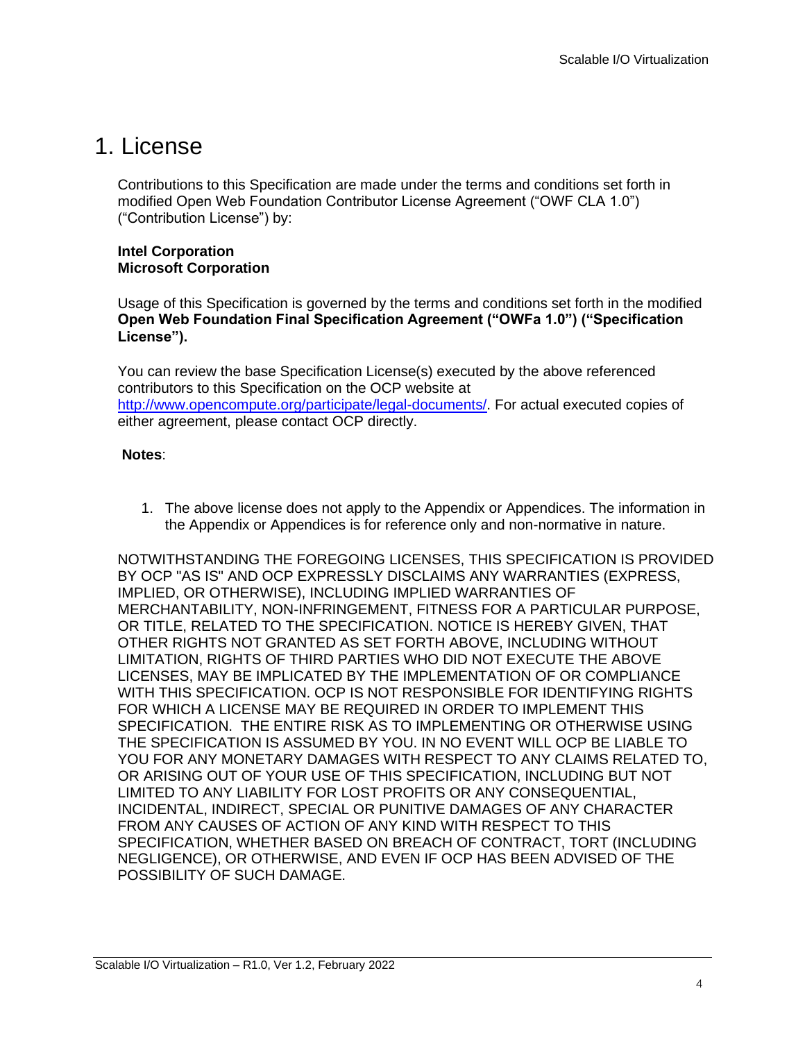# 1. License

Contributions to this Specification are made under the terms and conditions set forth in modified Open Web Foundation Contributor License Agreement ("OWF CLA 1.0") ("Contribution License") by:

**Intel Corporation**
**Microsoft Corporation**

Usage of this Specification is governed by the terms and conditions set forth in the modified **Open Web Foundation Final Specification Agreement ("OWFa 1.0") ("Specification License").**

You can review the base Specification License(s) executed by the above referenced contributors to this Specification on the OCP website at http://www.opencompute.org/participate/legal-documents/. For actual executed copies of either agreement, please contact OCP directly.

**Notes**:

1. The above license does not apply to the Appendix or Appendices. The information in the Appendix or Appendices is for reference only and non-normative in nature.

NOTWITHSTANDING THE FOREGOING LICENSES, THIS SPECIFICATION IS PROVIDED BY OCP "AS IS" AND OCP EXPRESSLY DISCLAIMS ANY WARRANTIES (EXPRESS, IMPLIED, OR OTHERWISE), INCLUDING IMPLIED WARRANTIES OF MERCHANTABILITY, NON-INFRINGEMENT, FITNESS FOR A PARTICULAR PURPOSE, OR TITLE, RELATED TO THE SPECIFICATION. NOTICE IS HEREBY GIVEN, THAT OTHER RIGHTS NOT GRANTED AS SET FORTH ABOVE, INCLUDING WITHOUT LIMITATION, RIGHTS OF THIRD PARTIES WHO DID NOT EXECUTE THE ABOVE LICENSES, MAY BE IMPLICATED BY THE IMPLEMENTATION OF OR COMPLIANCE WITH THIS SPECIFICATION. OCP IS NOT RESPONSIBLE FOR IDENTIFYING RIGHTS FOR WHICH A LICENSE MAY BE REQUIRED IN ORDER TO IMPLEMENT THIS SPECIFICATION. THE ENTIRE RISK AS TO IMPLEMENTING OR OTHERWISE USING THE SPECIFICATION IS ASSUMED BY YOU. IN NO EVENT WILL OCP BE LIABLE TO YOU FOR ANY MONETARY DAMAGES WITH RESPECT TO ANY CLAIMS RELATED TO, OR ARISING OUT OF YOUR USE OF THIS SPECIFICATION, INCLUDING BUT NOT LIMITED TO ANY LIABILITY FOR LOST PROFITS OR ANY CONSEQUENTIAL, INCIDENTAL, INDIRECT, SPECIAL OR PUNITIVE DAMAGES OF ANY CHARACTER FROM ANY CAUSES OF ACTION OF ANY KIND WITH RESPECT TO THIS SPECIFICATION, WHETHER BASED ON BREACH OF CONTRACT, TORT (INCLUDING NEGLIGENCE), OR OTHERWISE, AND EVEN IF OCP HAS BEEN ADVISED OF THE POSSIBILITY OF SUCH DAMAGE.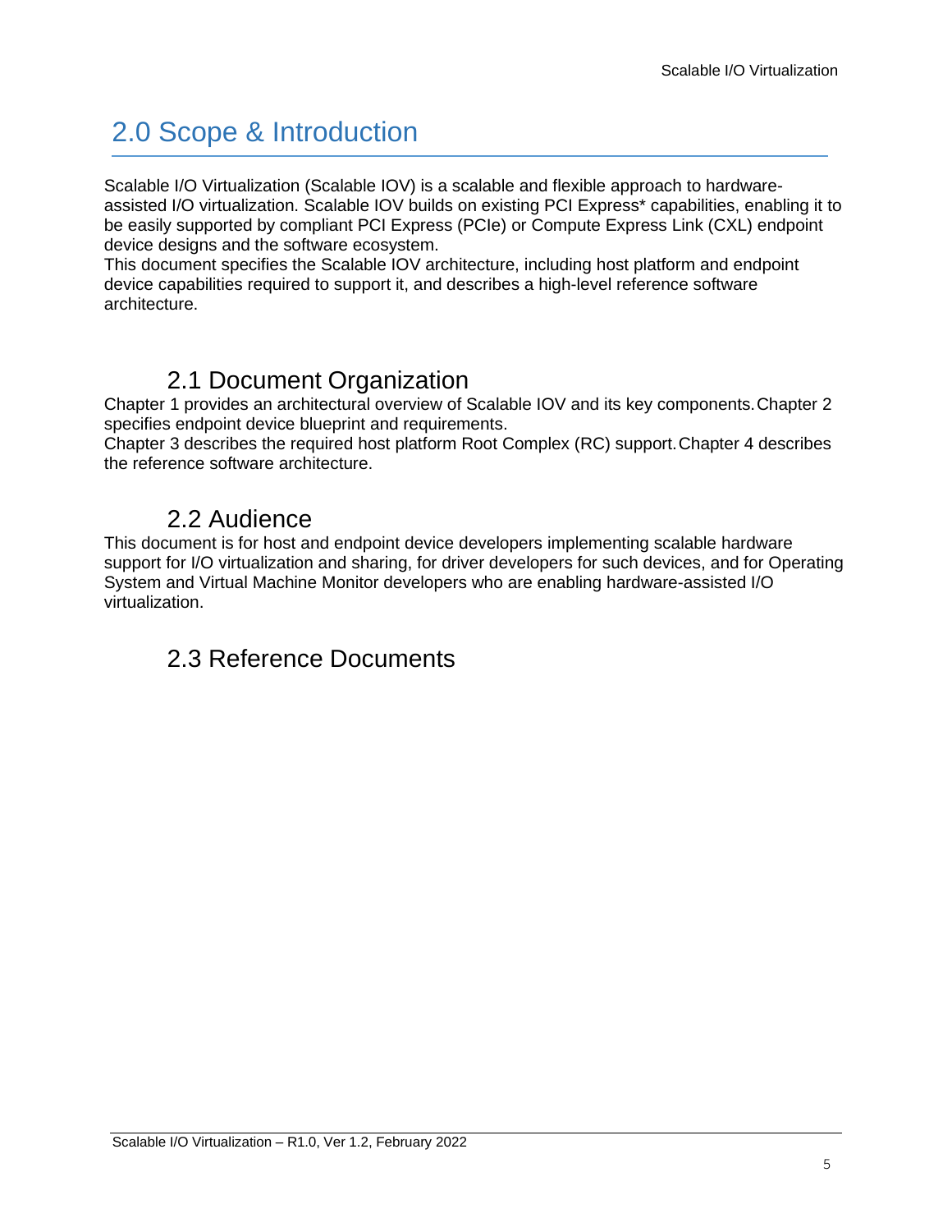# 2.0 Scope & Introduction

Scalable I/O Virtualization (Scalable IOV) is a scalable and flexible approach to hardware-assisted I/O virtualization. Scalable IOV builds on existing PCI Express* capabilities, enabling it to be easily supported by compliant PCI Express (PCIe) or Compute Express Link (CXL) endpoint device designs and the software ecosystem.

This document specifies the Scalable IOV architecture, including host platform and endpoint device capabilities required to support it, and describes a high-level reference software architecture.

## 2.1 Document Organization

Chapter 1 provides an architectural overview of Scalable IOV and its key components. Chapter 2 specifies endpoint device blueprint and requirements.

Chapter 3 describes the required host platform Root Complex (RC) support. Chapter 4 describes the reference software architecture.

## 2.2 Audience

This document is for host and endpoint device developers implementing scalable hardware support for I/O virtualization and sharing, for driver developers for such devices, and for Operating System and Virtual Machine Monitor developers who are enabling hardware-assisted I/O virtualization.

## 2.3 Reference Documents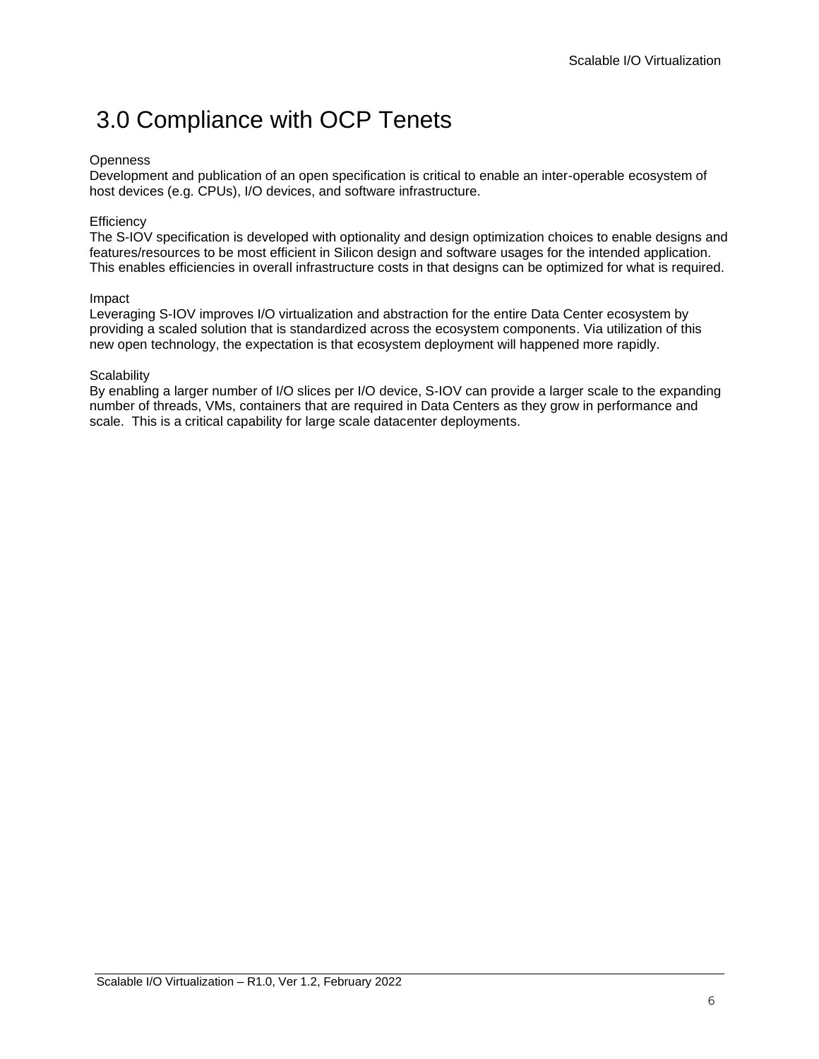# 3.0 Compliance with OCP Tenets

Openness
Development and publication of an open specification is critical to enable an inter-operable ecosystem of host devices (e.g. CPUs), I/O devices, and software infrastructure.

Efficiency
The S-IOV specification is developed with optionality and design optimization choices to enable designs and features/resources to be most efficient in Silicon design and software usages for the intended application. This enables efficiencies in overall infrastructure costs in that designs can be optimized for what is required.

Impact
Leveraging S-IOV improves I/O virtualization and abstraction for the entire Data Center ecosystem by providing a scaled solution that is standardized across the ecosystem components. Via utilization of this new open technology, the expectation is that ecosystem deployment will happened more rapidly.

Scalability
By enabling a larger number of I/O slices per I/O device, S-IOV can provide a larger scale to the expanding number of threads, VMs, containers that are required in Data Centers as they grow in performance and scale. This is a critical capability for large scale datacenter deployments.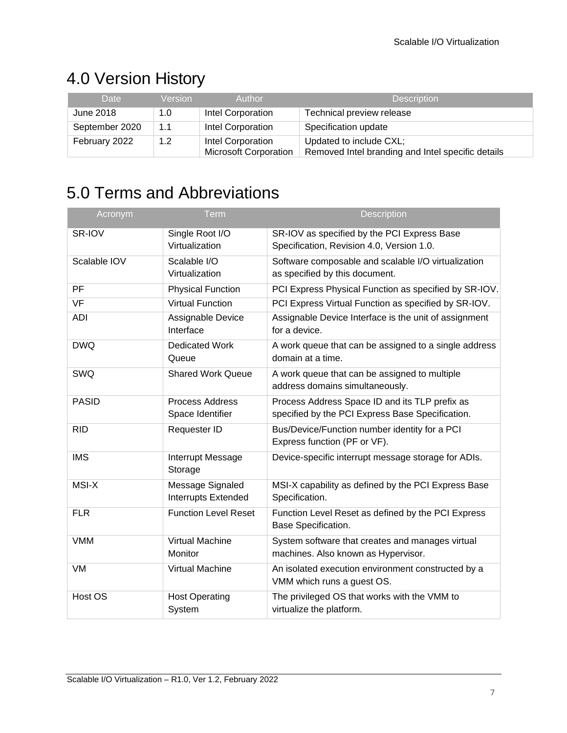# 4.0 Version History

| Date | Version | Author | Description |
| --- | --- | --- | --- |
| June 2018 | 1.0 | Intel Corporation | Technical preview release |
| September 2020 | 1.1 | Intel Corporation | Specification update |
| February 2022 | 1.2 | Intel Corporation<br>Microsoft Corporation | Updated to include CXL;<br>Removed Intel branding and Intel specific details |

# 5.0 Terms and Abbreviations

| Acronym | Term | Description |
| --- | --- | --- |
| SR-IOV | Single Root I/O Virtualization | SR-IOV as specified by the PCI Express Base Specification, Revision 4.0, Version 1.0. |
| Scalable IOV | Scalable I/O Virtualization | Software composable and scalable I/O virtualization as specified by this document. |
| PF | Physical Function | PCI Express Physical Function as specified by SR-IOV. |
| VF | Virtual Function | PCI Express Virtual Function as specified by SR-IOV. |
| ADI | Assignable Device Interface | Assignable Device Interface is the unit of assignment for a device. |
| DWQ | Dedicated Work Queue | A work queue that can be assigned to a single address domain at a time. |
| SWQ | Shared Work Queue | A work queue that can be assigned to multiple address domains simultaneously. |
| PASID | Process Address Space Identifier | Process Address Space ID and its TLP prefix as specified by the PCI Express Base Specification. |
| RID | Requester ID | Bus/Device/Function number identity for a PCI Express function (PF or VF). |
| IMS | Interrupt Message Storage | Device-specific interrupt message storage for ADIs. |
| MSI-X | Message Signaled Interrupts Extended | MSI-X capability as defined by the PCI Express Base Specification. |
| FLR | Function Level Reset | Function Level Reset as defined by the PCI Express Base Specification. |
| VMM | Virtual Machine Monitor | System software that creates and manages virtual machines. Also known as Hypervisor. |
| VM | Virtual Machine | An isolated execution environment constructed by a VMM which runs a guest OS. |
| Host OS | Host Operating System | The privileged OS that works with the VMM to virtualize the platform. |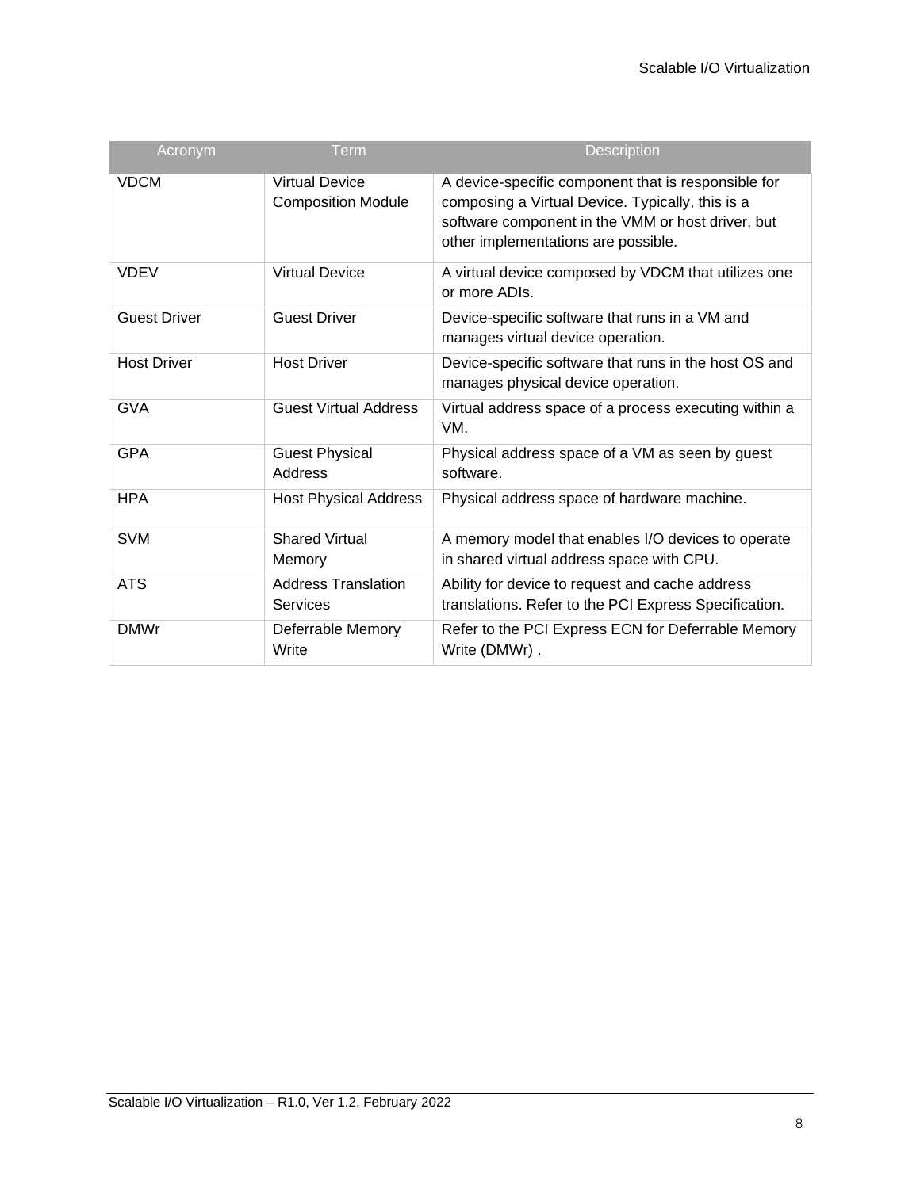| Acronym | Term | Description |
| --- | --- | --- |
| VDCM | Virtual Device Composition Module | A device-specific component that is responsible for composing a Virtual Device. Typically, this is a software component in the VMM or host driver, but other implementations are possible. |
| VDEV | Virtual Device | A virtual device composed by VDCM that utilizes one or more ADIs. |
| Guest Driver | Guest Driver | Device-specific software that runs in a VM and manages virtual device operation. |
| Host Driver | Host Driver | Device-specific software that runs in the host OS and manages physical device operation. |
| GVA | Guest Virtual Address | Virtual address space of a process executing within a VM. |
| GPA | Guest Physical Address | Physical address space of a VM as seen by guest software. |
| HPA | Host Physical Address | Physical address space of hardware machine. |
| SVM | Shared Virtual Memory | A memory model that enables I/O devices to operate in shared virtual address space with CPU. |
| ATS | Address Translation Services | Ability for device to request and cache address translations. Refer to the PCI Express Specification. |
| DMWr | Deferrable Memory Write | Refer to the PCI Express ECN for Deferrable Memory Write (DMWr) . |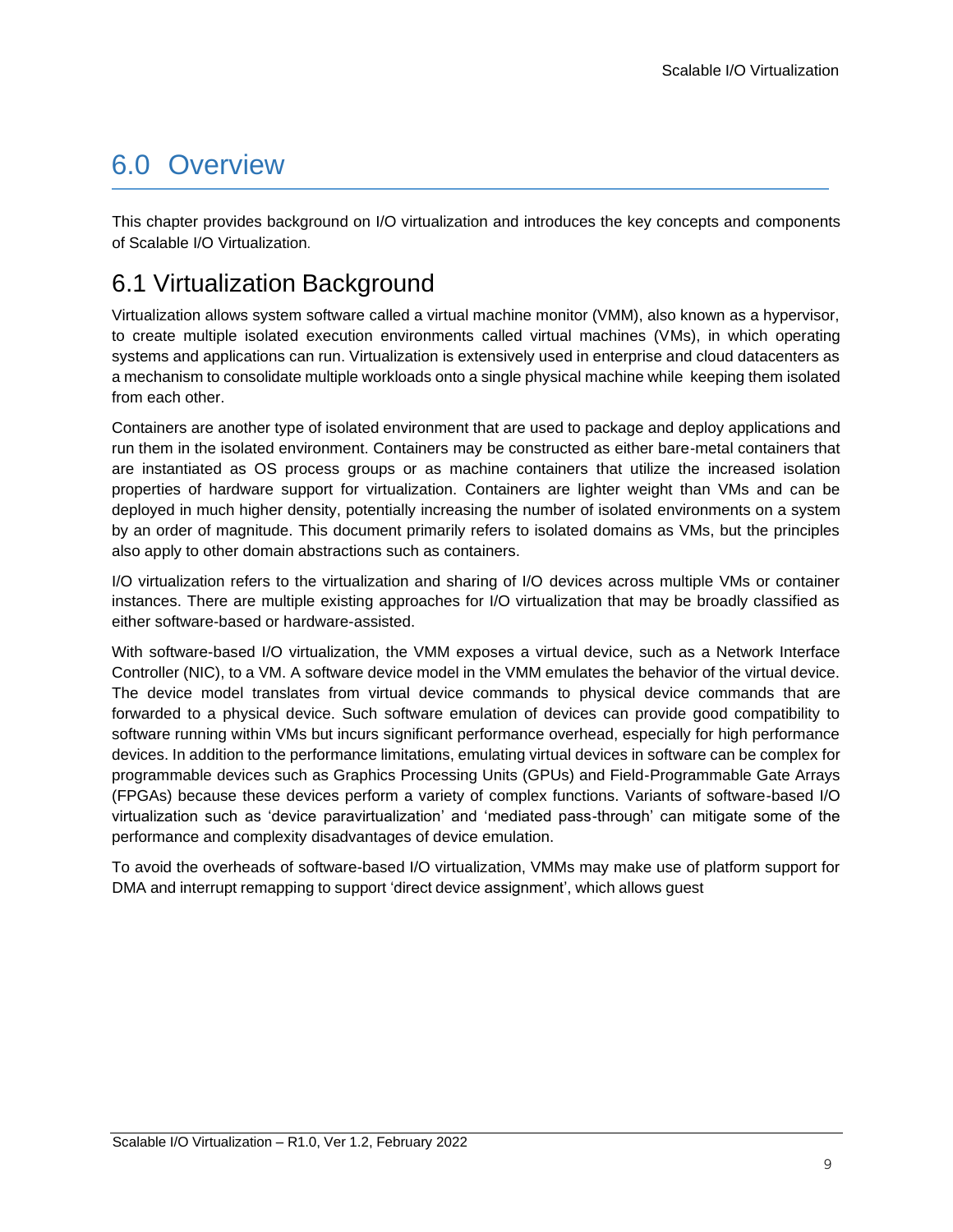# 6.0 Overview

This chapter provides background on I/O virtualization and introduces the key concepts and components of Scalable I/O Virtualization.

## 6.1 Virtualization Background

Virtualization allows system software called a virtual machine monitor (VMM), also known as a hypervisor, to create multiple isolated execution environments called virtual machines (VMs), in which operating systems and applications can run. Virtualization is extensively used in enterprise and cloud datacenters as a mechanism to consolidate multiple workloads onto a single physical machine while keeping them isolated from each other.

Containers are another type of isolated environment that are used to package and deploy applications and run them in the isolated environment. Containers may be constructed as either bare-metal containers that are instantiated as OS process groups or as machine containers that utilize the increased isolation properties of hardware support for virtualization. Containers are lighter weight than VMs and can be deployed in much higher density, potentially increasing the number of isolated environments on a system by an order of magnitude. This document primarily refers to isolated domains as VMs, but the principles also apply to other domain abstractions such as containers.

I/O virtualization refers to the virtualization and sharing of I/O devices across multiple VMs or container instances. There are multiple existing approaches for I/O virtualization that may be broadly classified as either software-based or hardware-assisted.

With software-based I/O virtualization, the VMM exposes a virtual device, such as a Network Interface Controller (NIC), to a VM. A software device model in the VMM emulates the behavior of the virtual device. The device model translates from virtual device commands to physical device commands that are forwarded to a physical device. Such software emulation of devices can provide good compatibility to software running within VMs but incurs significant performance overhead, especially for high performance devices. In addition to the performance limitations, emulating virtual devices in software can be complex for programmable devices such as Graphics Processing Units (GPUs) and Field-Programmable Gate Arrays (FPGAs) because these devices perform a variety of complex functions. Variants of software-based I/O virtualization such as 'device paravirtualization' and 'mediated pass-through' can mitigate some of the performance and complexity disadvantages of device emulation.

To avoid the overheads of software-based I/O virtualization, VMMs may make use of platform support for DMA and interrupt remapping to support 'direct device assignment', which allows guest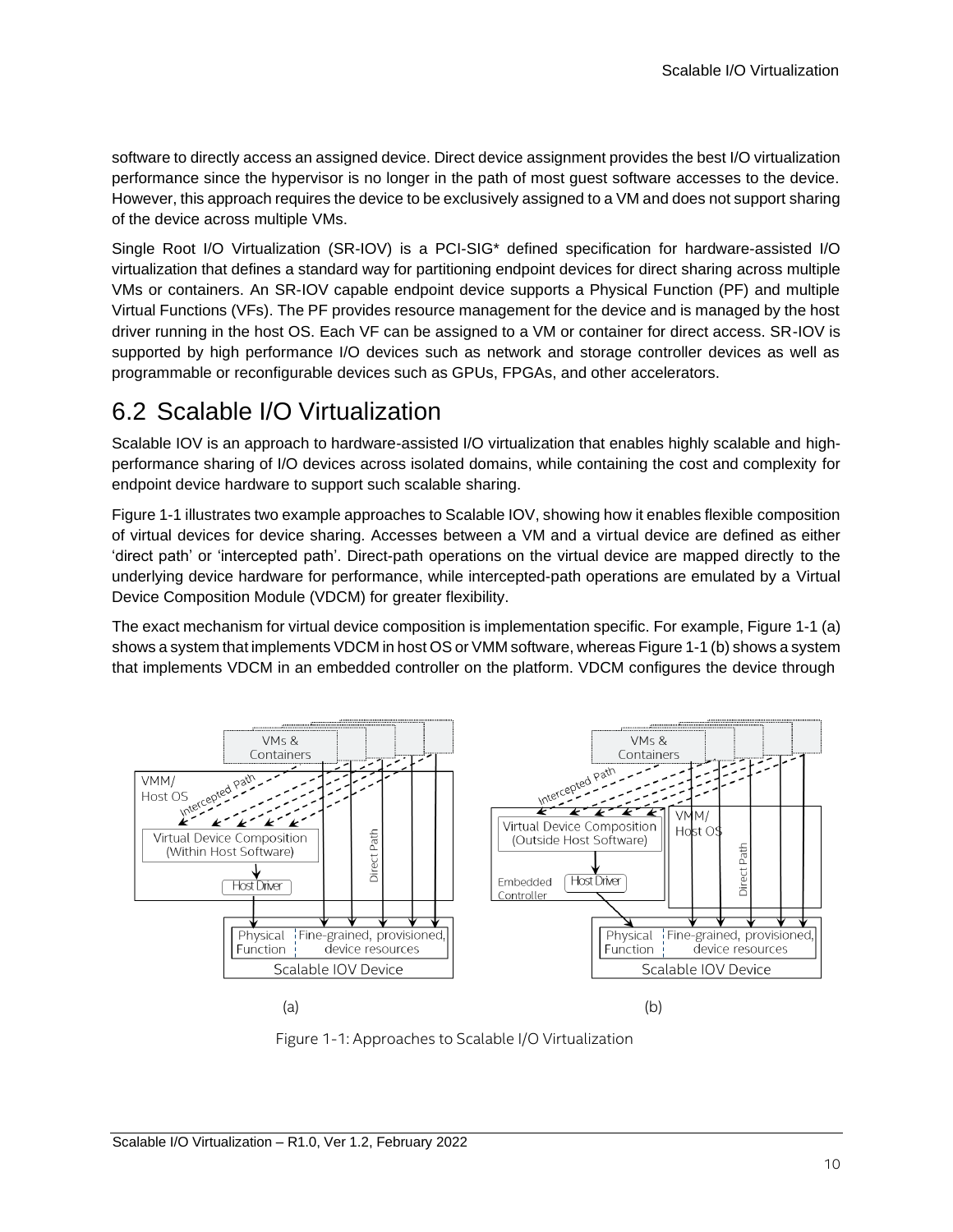software to directly access an assigned device. Direct device assignment provides the best I/O virtualization performance since the hypervisor is no longer in the path of most guest software accesses to the device. However, this approach requires the device to be exclusively assigned to a VM and does not support sharing of the device across multiple VMs.

Single Root I/O Virtualization (SR-IOV) is a PCI-SIG* defined specification for hardware-assisted I/O virtualization that defines a standard way for partitioning endpoint devices for direct sharing across multiple VMs or containers. An SR-IOV capable endpoint device supports a Physical Function (PF) and multiple Virtual Functions (VFs). The PF provides resource management for the device and is managed by the host driver running in the host OS. Each VF can be assigned to a VM or container for direct access. SR-IOV is supported by high performance I/O devices such as network and storage controller devices as well as programmable or reconfigurable devices such as GPUs, FPGAs, and other accelerators.

## 6.2 Scalable I/O Virtualization

Scalable IOV is an approach to hardware-assisted I/O virtualization that enables highly scalable and high-performance sharing of I/O devices across isolated domains, while containing the cost and complexity for endpoint device hardware to support such scalable sharing.

Figure 1-1 illustrates two example approaches to Scalable IOV, showing how it enables flexible composition of virtual devices for device sharing. Accesses between a VM and a virtual device are defined as either 'direct path' or 'intercepted path'. Direct-path operations on the virtual device are mapped directly to the underlying device hardware for performance, while intercepted-path operations are emulated by a Virtual Device Composition Module (VDCM) for greater flexibility.

The exact mechanism for virtual device composition is implementation specific. For example, Figure 1-1 (a) shows a system that implements VDCM in host OS or VMM software, whereas Figure 1-1 (b) shows a system that implements VDCM in an embedded controller on the platform. VDCM configures the device through

Figure 1-1: Approaches to Scalable I/O Virtualization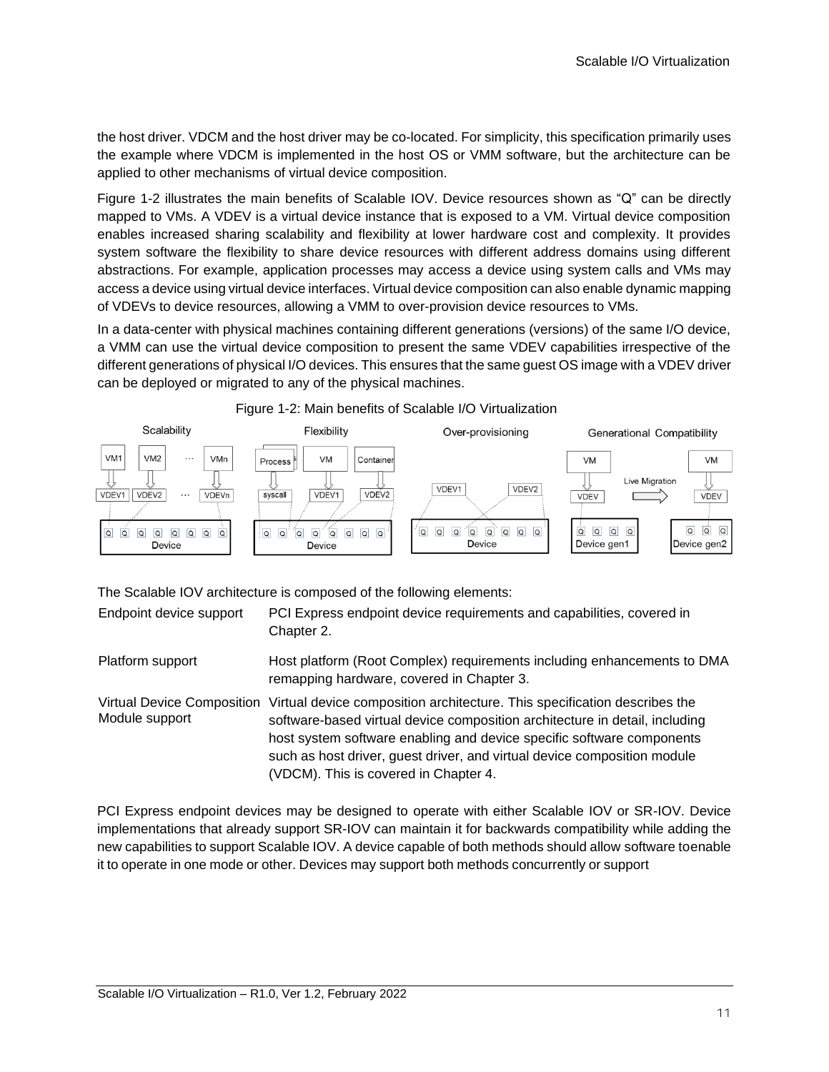the host driver. VDCM and the host driver may be co-located. For simplicity, this specification primarily uses the example where VDCM is implemented in the host OS or VMM software, but the architecture can be applied to other mechanisms of virtual device composition.

Figure 1-2 illustrates the main benefits of Scalable IOV. Device resources shown as "Q" can be directly mapped to VMs. A VDEV is a virtual device instance that is exposed to a VM. Virtual device composition enables increased sharing scalability and flexibility at lower hardware cost and complexity. It provides system software the flexibility to share device resources with different address domains using different abstractions. For example, application processes may access a device using system calls and VMs may access a device using virtual device interfaces. Virtual device composition can also enable dynamic mapping of VDEVs to device resources, allowing a VMM to over-provision device resources to VMs.

In a data-center with physical machines containing different generations (versions) of the same I/O device, a VMM can use the virtual device composition to present the same VDEV capabilities irrespective of the different generations of physical I/O devices. This ensures that the same guest OS image with a VDEV driver can be deployed or migrated to any of the physical machines.

Figure 1-2: Main benefits of Scalable I/O Virtualization

The Scalable IOV architecture is composed of the following elements:

| | |
|---|---|
| Endpoint device support | PCI Express endpoint device requirements and capabilities, covered in Chapter 2. |
| Platform support | Host platform (Root Complex) requirements including enhancements to DMA remapping hardware, covered in Chapter 3. |
| Virtual Device Composition Module support | Virtual device composition architecture. This specification describes the software-based virtual device composition architecture in detail, including host system software enabling and device specific software components such as host driver, guest driver, and virtual device composition module (VDCM). This is covered in Chapter 4. |

PCI Express endpoint devices may be designed to operate with either Scalable IOV or SR-IOV. Device implementations that already support SR-IOV can maintain it for backwards compatibility while adding the new capabilities to support Scalable IOV. A device capable of both methods should allow software to enable it to operate in one mode or other. Devices may support both methods concurrently or support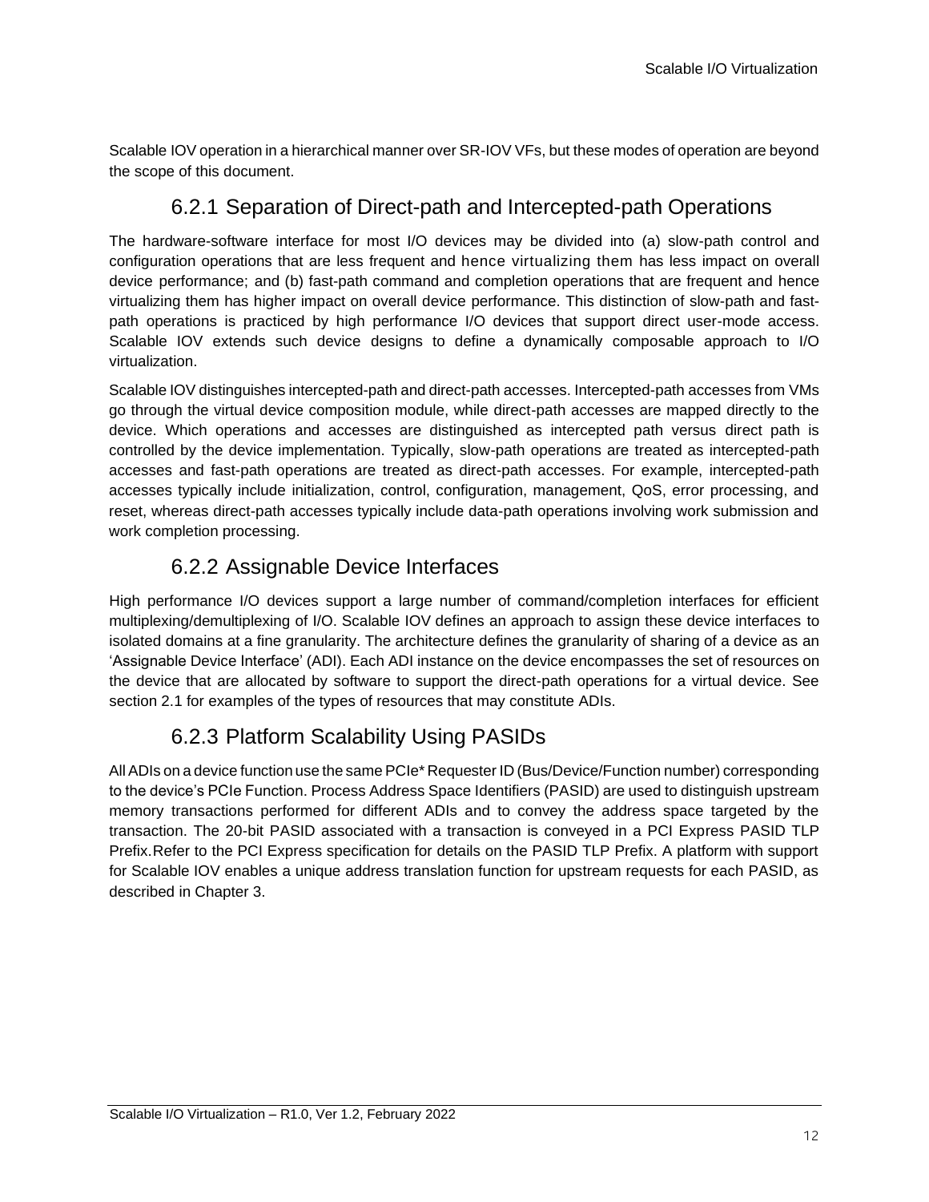Scalable IOV operation in a hierarchical manner over SR-IOV VFs, but these modes of operation are beyond the scope of this document.

### 6.2.1 Separation of Direct-path and Intercepted-path Operations

The hardware-software interface for most I/O devices may be divided into (a) slow-path control and configuration operations that are less frequent and hence virtualizing them has less impact on overall device performance; and (b) fast-path command and completion operations that are frequent and hence virtualizing them has higher impact on overall device performance. This distinction of slow-path and fast-path operations is practiced by high performance I/O devices that support direct user-mode access. Scalable IOV extends such device designs to define a dynamically composable approach to I/O virtualization.

Scalable IOV distinguishes intercepted-path and direct-path accesses. Intercepted-path accesses from VMs go through the virtual device composition module, while direct-path accesses are mapped directly to the device. Which operations and accesses are distinguished as intercepted path versus direct path is controlled by the device implementation. Typically, slow-path operations are treated as intercepted-path accesses and fast-path operations are treated as direct-path accesses. For example, intercepted-path accesses typically include initialization, control, configuration, management, QoS, error processing, and reset, whereas direct-path accesses typically include data-path operations involving work submission and work completion processing.

### 6.2.2 Assignable Device Interfaces

High performance I/O devices support a large number of command/completion interfaces for efficient multiplexing/demultiplexing of I/O. Scalable IOV defines an approach to assign these device interfaces to isolated domains at a fine granularity. The architecture defines the granularity of sharing of a device as an 'Assignable Device Interface' (ADI). Each ADI instance on the device encompasses the set of resources on the device that are allocated by software to support the direct-path operations for a virtual device. See section 2.1 for examples of the types of resources that may constitute ADIs.

### 6.2.3 Platform Scalability Using PASIDs

All ADIs on a device function use the same PCIe* Requester ID (Bus/Device/Function number) corresponding to the device's PCIe Function. Process Address Space Identifiers (PASID) are used to distinguish upstream memory transactions performed for different ADIs and to convey the address space targeted by the transaction. The 20-bit PASID associated with a transaction is conveyed in a PCI Express PASID TLP Prefix. Refer to the PCI Express specification for details on the PASID TLP Prefix. A platform with support for Scalable IOV enables a unique address translation function for upstream requests for each PASID, as described in Chapter 3.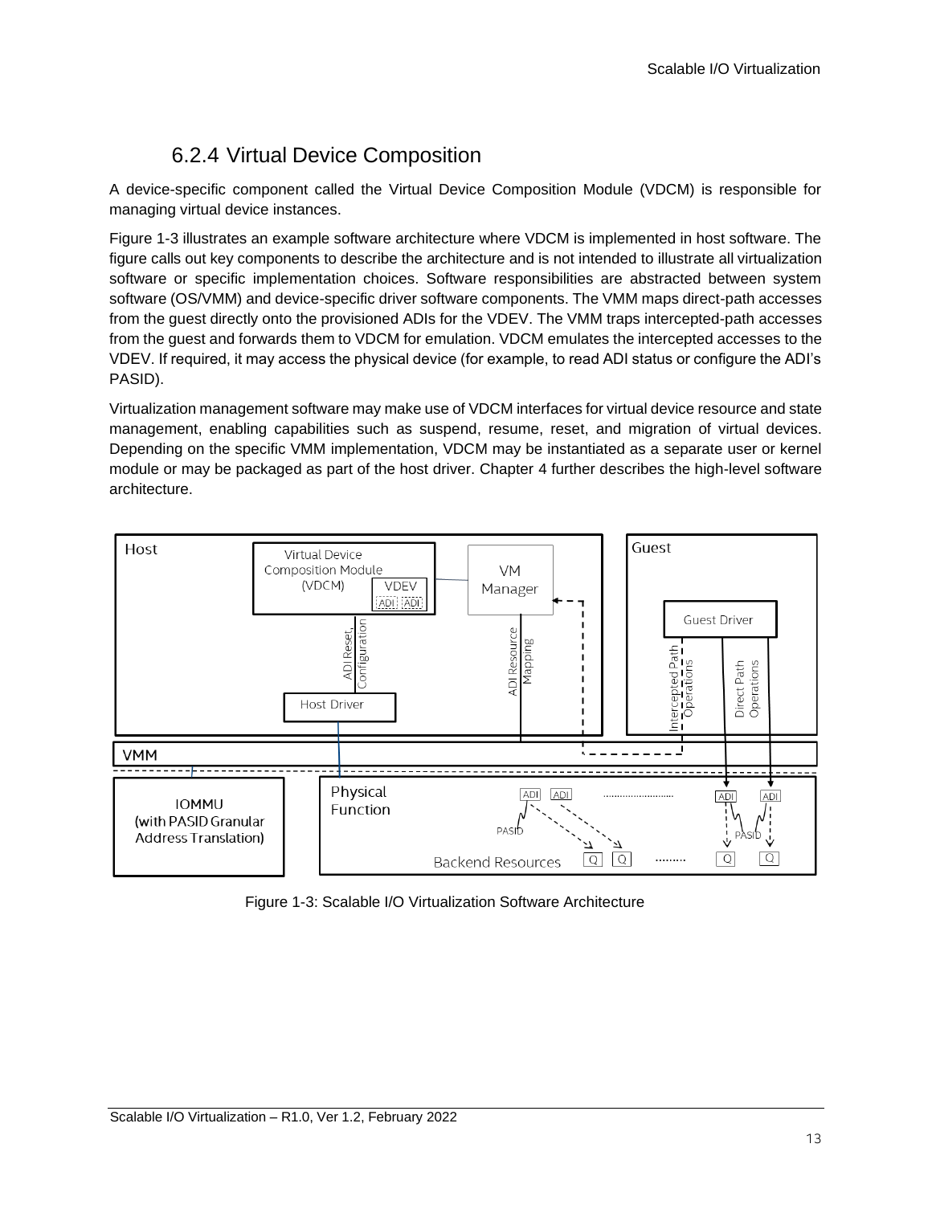### 6.2.4 Virtual Device Composition

A device-specific component called the Virtual Device Composition Module (VDCM) is responsible for managing virtual device instances.

Figure 1-3 illustrates an example software architecture where VDCM is implemented in host software. The figure calls out key components to describe the architecture and is not intended to illustrate all virtualization software or specific implementation choices. Software responsibilities are abstracted between system software (OS/VMM) and device-specific driver software components. The VMM maps direct-path accesses from the guest directly onto the provisioned ADIs for the VDEV. The VMM traps intercepted-path accesses from the guest and forwards them to VDCM for emulation. VDCM emulates the intercepted accesses to the VDEV. If required, it may access the physical device (for example, to read ADI status or configure the ADI's PASID).

Virtualization management software may make use of VDCM interfaces for virtual device resource and state management, enabling capabilities such as suspend, resume, reset, and migration of virtual devices. Depending on the specific VMM implementation, VDCM may be instantiated as a separate user or kernel module or may be packaged as part of the host driver. Chapter 4 further describes the high-level software architecture.

Figure 1-3: Scalable I/O Virtualization Software Architecture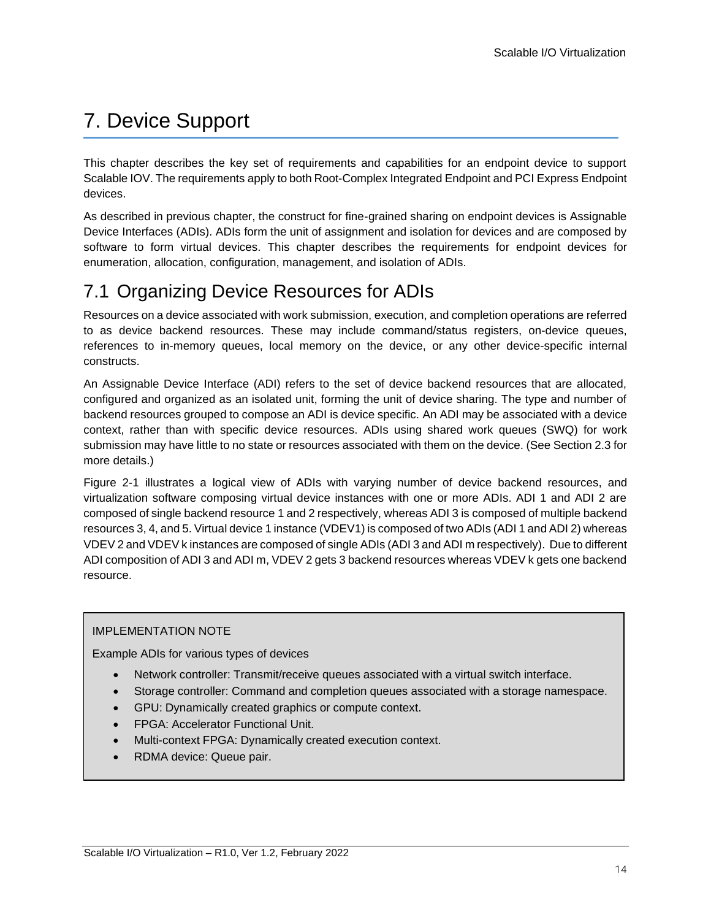# 7. Device Support

This chapter describes the key set of requirements and capabilities for an endpoint device to support Scalable IOV. The requirements apply to both Root-Complex Integrated Endpoint and PCI Express Endpoint devices.

As described in previous chapter, the construct for fine-grained sharing on endpoint devices is Assignable Device Interfaces (ADIs). ADIs form the unit of assignment and isolation for devices and are composed by software to form virtual devices. This chapter describes the requirements for endpoint devices for enumeration, allocation, configuration, management, and isolation of ADIs.

## 7.1 Organizing Device Resources for ADIs

Resources on a device associated with work submission, execution, and completion operations are referred to as device backend resources. These may include command/status registers, on-device queues, references to in-memory queues, local memory on the device, or any other device-specific internal constructs.

An Assignable Device Interface (ADI) refers to the set of device backend resources that are allocated, configured and organized as an isolated unit, forming the unit of device sharing. The type and number of backend resources grouped to compose an ADI is device specific. An ADI may be associated with a device context, rather than with specific device resources. ADIs using shared work queues (SWQ) for work submission may have little to no state or resources associated with them on the device. (See Section 2.3 for more details.)

Figure 2-1 illustrates a logical view of ADIs with varying number of device backend resources, and virtualization software composing virtual device instances with one or more ADIs. ADI 1 and ADI 2 are composed of single backend resource 1 and 2 respectively, whereas ADI 3 is composed of multiple backend resources 3, 4, and 5. Virtual device 1 instance (VDEV1) is composed of two ADIs (ADI 1 and ADI 2) whereas VDEV 2 and VDEV k instances are composed of single ADIs (ADI 3 and ADI m respectively). Due to different ADI composition of ADI 3 and ADI m, VDEV 2 gets 3 backend resources whereas VDEV k gets one backend resource.

> IMPLEMENTATION NOTE
>
> Example ADIs for various types of devices
>
> - Network controller: Transmit/receive queues associated with a virtual switch interface.
> - Storage controller: Command and completion queues associated with a storage namespace.
> - GPU: Dynamically created graphics or compute context.
> - FPGA: Accelerator Functional Unit.
> - Multi-context FPGA: Dynamically created execution context.
> - RDMA device: Queue pair.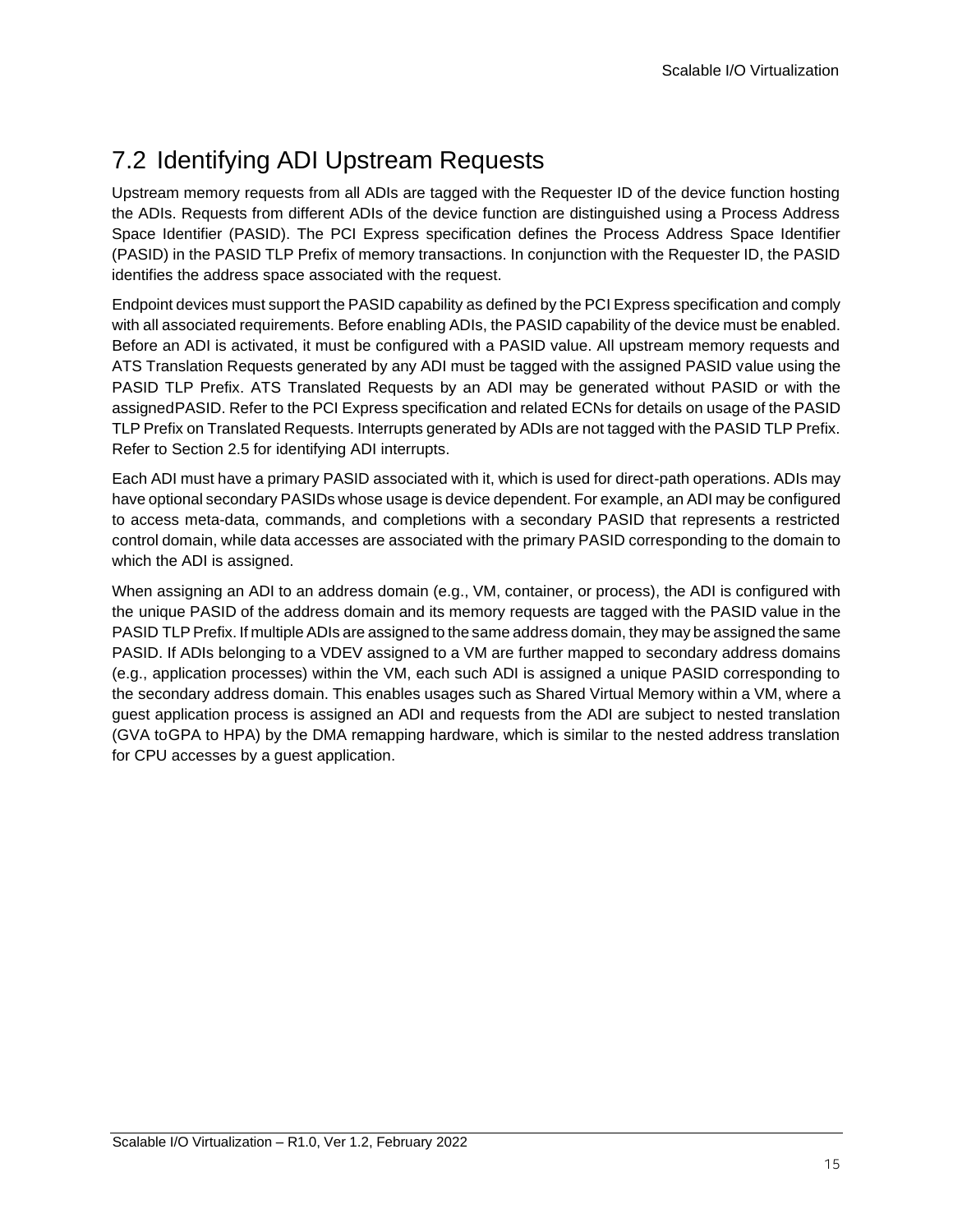## 7.2 Identifying ADI Upstream Requests

Upstream memory requests from all ADIs are tagged with the Requester ID of the device function hosting the ADIs. Requests from different ADIs of the device function are distinguished using a Process Address Space Identifier (PASID). The PCI Express specification defines the Process Address Space Identifier (PASID) in the PASID TLP Prefix of memory transactions. In conjunction with the Requester ID, the PASID identifies the address space associated with the request.

Endpoint devices must support the PASID capability as defined by the PCI Express specification and comply with all associated requirements. Before enabling ADIs, the PASID capability of the device must be enabled. Before an ADI is activated, it must be configured with a PASID value. All upstream memory requests and ATS Translation Requests generated by any ADI must be tagged with the assigned PASID value using the PASID TLP Prefix. ATS Translated Requests by an ADI may be generated without PASID or with the assignedPASID. Refer to the PCI Express specification and related ECNs for details on usage of the PASID TLP Prefix on Translated Requests. Interrupts generated by ADIs are not tagged with the PASID TLP Prefix. Refer to Section 2.5 for identifying ADI interrupts.

Each ADI must have a primary PASID associated with it, which is used for direct-path operations. ADIs may have optional secondary PASIDs whose usage is device dependent. For example, an ADI may be configured to access meta-data, commands, and completions with a secondary PASID that represents a restricted control domain, while data accesses are associated with the primary PASID corresponding to the domain to which the ADI is assigned.

When assigning an ADI to an address domain (e.g., VM, container, or process), the ADI is configured with the unique PASID of the address domain and its memory requests are tagged with the PASID value in the PASID TLP Prefix. If multiple ADIs are assigned to the same address domain, they may be assigned the same PASID. If ADIs belonging to a VDEV assigned to a VM are further mapped to secondary address domains (e.g., application processes) within the VM, each such ADI is assigned a unique PASID corresponding to the secondary address domain. This enables usages such as Shared Virtual Memory within a VM, where a guest application process is assigned an ADI and requests from the ADI are subject to nested translation (GVA toGPA to HPA) by the DMA remapping hardware, which is similar to the nested address translation for CPU accesses by a guest application.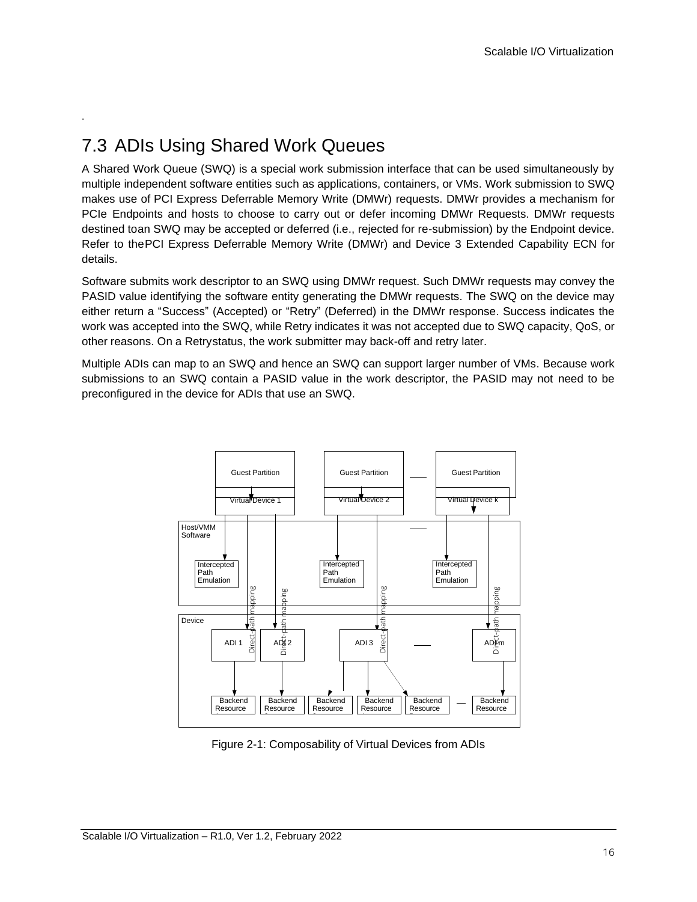## 7.3 ADIs Using Shared Work Queues

A Shared Work Queue (SWQ) is a special work submission interface that can be used simultaneously by multiple independent software entities such as applications, containers, or VMs. Work submission to SWQ makes use of PCI Express Deferrable Memory Write (DMWr) requests. DMWr provides a mechanism for PCIe Endpoints and hosts to choose to carry out or defer incoming DMWr Requests. DMWr requests destined toan SWQ may be accepted or deferred (i.e., rejected for re-submission) by the Endpoint device. Refer to thePCI Express Deferrable Memory Write (DMWr) and Device 3 Extended Capability ECN for details.

Software submits work descriptor to an SWQ using DMWr request. Such DMWr requests may convey the PASID value identifying the software entity generating the DMWr requests. The SWQ on the device may either return a "Success" (Accepted) or "Retry" (Deferred) in the DMWr response. Success indicates the work was accepted into the SWQ, while Retry indicates it was not accepted due to SWQ capacity, QoS, or other reasons. On a Retrystatus, the work submitter may back-off and retry later.

Multiple ADIs can map to an SWQ and hence an SWQ can support larger number of VMs. Because work submissions to an SWQ contain a PASID value in the work descriptor, the PASID may not need to be preconfigured in the device for ADIs that use an SWQ.

Figure 2-1: Composability of Virtual Devices from ADIs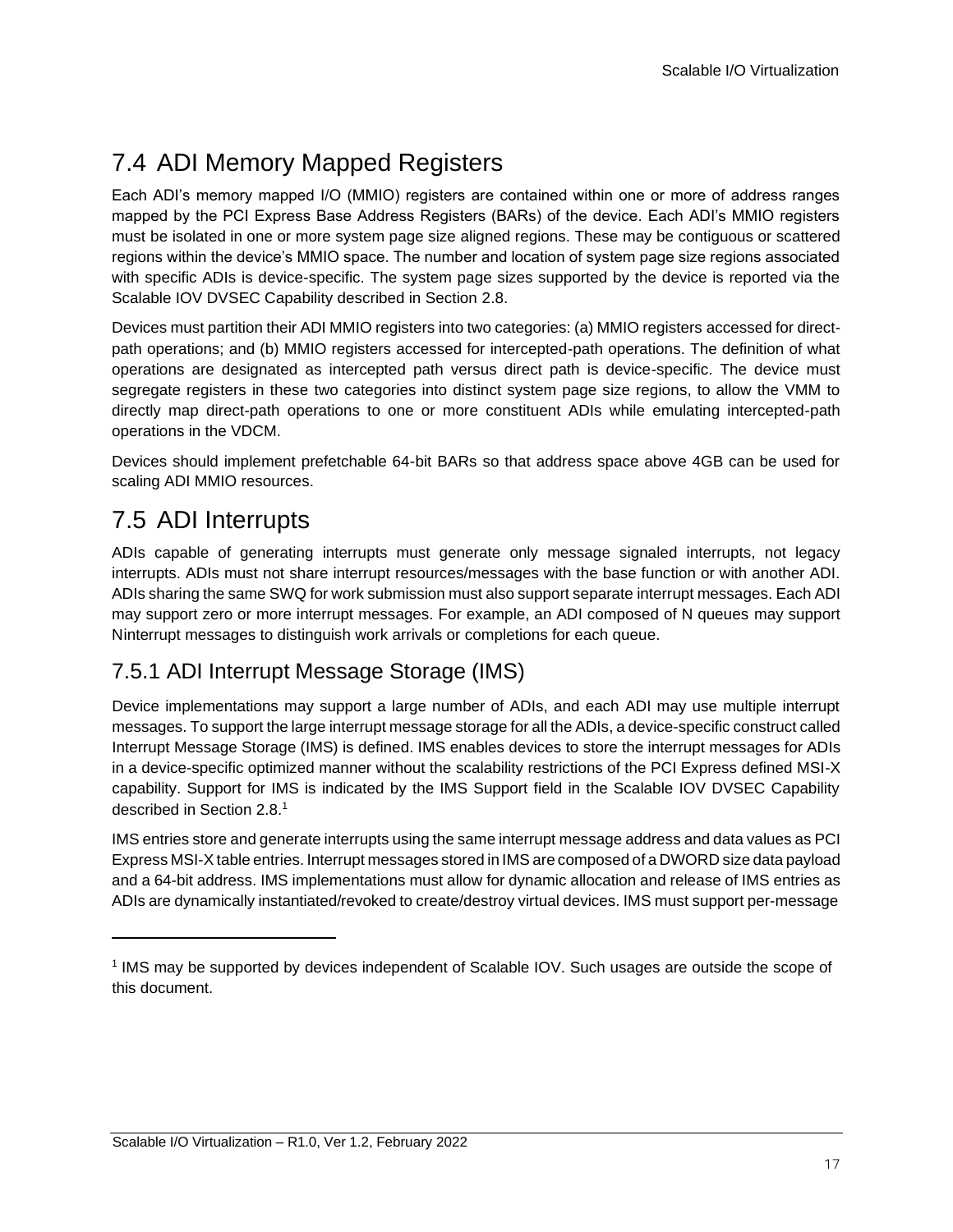## 7.4 ADI Memory Mapped Registers

Each ADI's memory mapped I/O (MMIO) registers are contained within one or more of address ranges mapped by the PCI Express Base Address Registers (BARs) of the device. Each ADI's MMIO registers must be isolated in one or more system page size aligned regions. These may be contiguous or scattered regions within the device's MMIO space. The number and location of system page size regions associated with specific ADIs is device-specific. The system page sizes supported by the device is reported via the Scalable IOV DVSEC Capability described in Section 2.8.

Devices must partition their ADI MMIO registers into two categories: (a) MMIO registers accessed for direct-path operations; and (b) MMIO registers accessed for intercepted-path operations. The definition of what operations are designated as intercepted path versus direct path is device-specific. The device must segregate registers in these two categories into distinct system page size regions, to allow the VMM to directly map direct-path operations to one or more constituent ADIs while emulating intercepted-path operations in the VDCM.

Devices should implement prefetchable 64-bit BARs so that address space above 4GB can be used for scaling ADI MMIO resources.

## 7.5 ADI Interrupts

ADIs capable of generating interrupts must generate only message signaled interrupts, not legacy interrupts. ADIs must not share interrupt resources/messages with the base function or with another ADI. ADIs sharing the same SWQ for work submission must also support separate interrupt messages. Each ADI may support zero or more interrupt messages. For example, an ADI composed of N queues may support Ninterrupt messages to distinguish work arrivals or completions for each queue.

### 7.5.1 ADI Interrupt Message Storage (IMS)

Device implementations may support a large number of ADIs, and each ADI may use multiple interrupt messages. To support the large interrupt message storage for all the ADIs, a device-specific construct called Interrupt Message Storage (IMS) is defined. IMS enables devices to store the interrupt messages for ADIs in a device-specific optimized manner without the scalability restrictions of the PCI Express defined MSI-X capability. Support for IMS is indicated by the IMS Support field in the Scalable IOV DVSEC Capability described in Section 2.8.[1]

IMS entries store and generate interrupts using the same interrupt message address and data values as PCI Express MSI-X table entries. Interrupt messages stored in IMS are composed of a DWORD size data payload and a 64-bit address. IMS implementations must allow for dynamic allocation and release of IMS entries as ADIs are dynamically instantiated/revoked to create/destroy virtual devices. IMS must support per-message

---

[1] IMS may be supported by devices independent of Scalable IOV. Such usages are outside the scope of this document.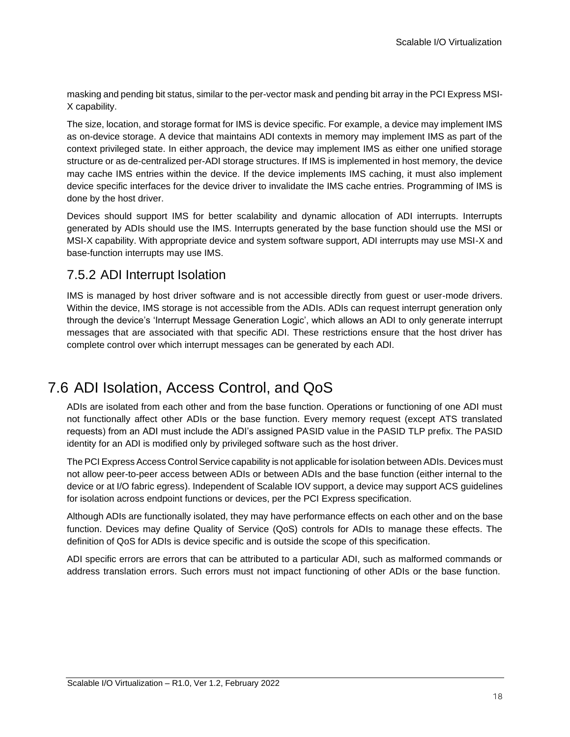masking and pending bit status, similar to the per-vector mask and pending bit array in the PCI Express MSI-X capability.

The size, location, and storage format for IMS is device specific. For example, a device may implement IMS as on-device storage. A device that maintains ADI contexts in memory may implement IMS as part of the context privileged state. In either approach, the device may implement IMS as either one unified storage structure or as de-centralized per-ADI storage structures. If IMS is implemented in host memory, the device may cache IMS entries within the device. If the device implements IMS caching, it must also implement device specific interfaces for the device driver to invalidate the IMS cache entries. Programming of IMS is done by the host driver.

Devices should support IMS for better scalability and dynamic allocation of ADI interrupts. Interrupts generated by ADIs should use the IMS. Interrupts generated by the base function should use the MSI or MSI-X capability. With appropriate device and system software support, ADI interrupts may use MSI-X and base-function interrupts may use IMS.

### 7.5.2 ADI Interrupt Isolation

IMS is managed by host driver software and is not accessible directly from guest or user-mode drivers. Within the device, IMS storage is not accessible from the ADIs. ADIs can request interrupt generation only through the device's 'Interrupt Message Generation Logic', which allows an ADI to only generate interrupt messages that are associated with that specific ADI. These restrictions ensure that the host driver has complete control over which interrupt messages can be generated by each ADI.

## 7.6 ADI Isolation, Access Control, and QoS

ADIs are isolated from each other and from the base function. Operations or functioning of one ADI must not functionally affect other ADIs or the base function. Every memory request (except ATS translated requests) from an ADI must include the ADI's assigned PASID value in the PASID TLP prefix. The PASID identity for an ADI is modified only by privileged software such as the host driver.

The PCI Express Access Control Service capability is not applicable for isolation between ADIs. Devices must not allow peer-to-peer access between ADIs or between ADIs and the base function (either internal to the device or at I/O fabric egress). Independent of Scalable IOV support, a device may support ACS guidelines for isolation across endpoint functions or devices, per the PCI Express specification.

Although ADIs are functionally isolated, they may have performance effects on each other and on the base function. Devices may define Quality of Service (QoS) controls for ADIs to manage these effects. The definition of QoS for ADIs is device specific and is outside the scope of this specification.

ADI specific errors are errors that can be attributed to a particular ADI, such as malformed commands or address translation errors. Such errors must not impact functioning of other ADIs or the base function.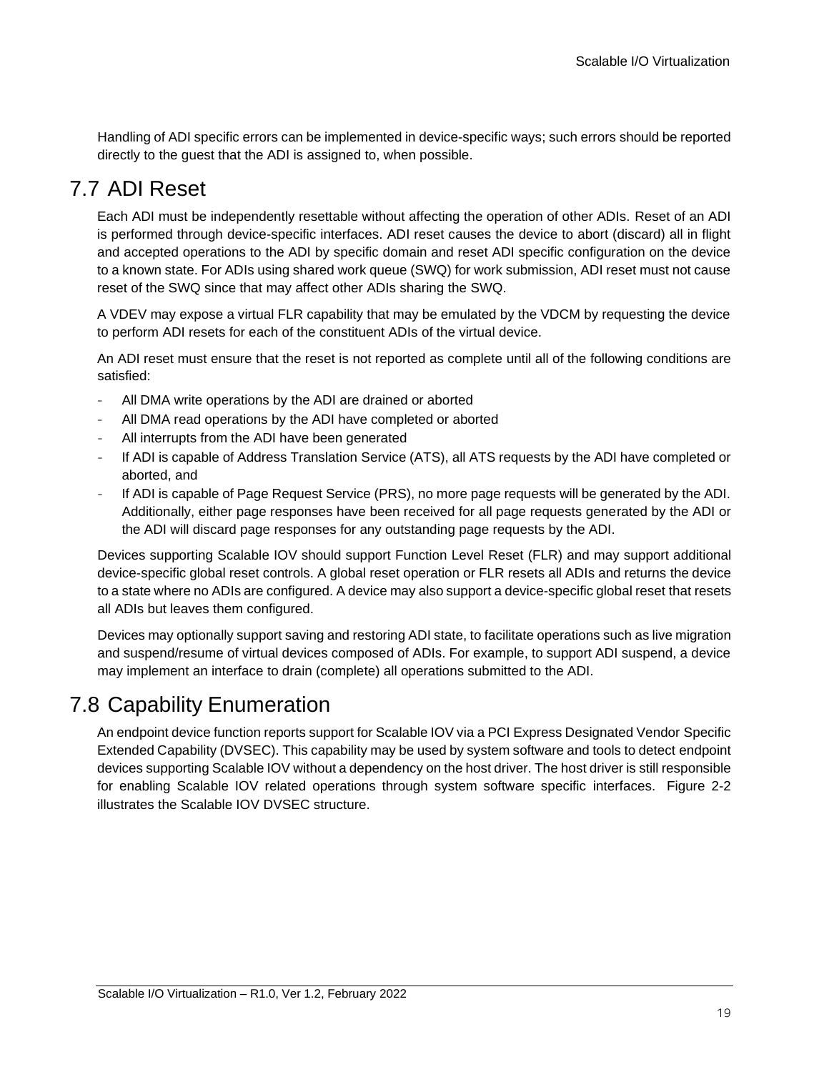Handling of ADI specific errors can be implemented in device-specific ways; such errors should be reported directly to the guest that the ADI is assigned to, when possible.

## 7.7 ADI Reset

Each ADI must be independently resettable without affecting the operation of other ADIs. Reset of an ADI is performed through device-specific interfaces. ADI reset causes the device to abort (discard) all in flight and accepted operations to the ADI by specific domain and reset ADI specific configuration on the device to a known state. For ADIs using shared work queue (SWQ) for work submission, ADI reset must not cause reset of the SWQ since that may affect other ADIs sharing the SWQ.

A VDEV may expose a virtual FLR capability that may be emulated by the VDCM by requesting the device to perform ADI resets for each of the constituent ADIs of the virtual device.

An ADI reset must ensure that the reset is not reported as complete until all of the following conditions are satisfied:

- All DMA write operations by the ADI are drained or aborted
- All DMA read operations by the ADI have completed or aborted
- All interrupts from the ADI have been generated
- If ADI is capable of Address Translation Service (ATS), all ATS requests by the ADI have completed or aborted, and
- If ADI is capable of Page Request Service (PRS), no more page requests will be generated by the ADI. Additionally, either page responses have been received for all page requests generated by the ADI or the ADI will discard page responses for any outstanding page requests by the ADI.

Devices supporting Scalable IOV should support Function Level Reset (FLR) and may support additional device-specific global reset controls. A global reset operation or FLR resets all ADIs and returns the device to a state where no ADIs are configured. A device may also support a device-specific global reset that resets all ADIs but leaves them configured.

Devices may optionally support saving and restoring ADI state, to facilitate operations such as live migration and suspend/resume of virtual devices composed of ADIs. For example, to support ADI suspend, a device may implement an interface to drain (complete) all operations submitted to the ADI.

## 7.8 Capability Enumeration

An endpoint device function reports support for Scalable IOV via a PCI Express Designated Vendor Specific Extended Capability (DVSEC). This capability may be used by system software and tools to detect endpoint devices supporting Scalable IOV without a dependency on the host driver. The host driver is still responsible for enabling Scalable IOV related operations through system software specific interfaces. Figure 2-2 illustrates the Scalable IOV DVSEC structure.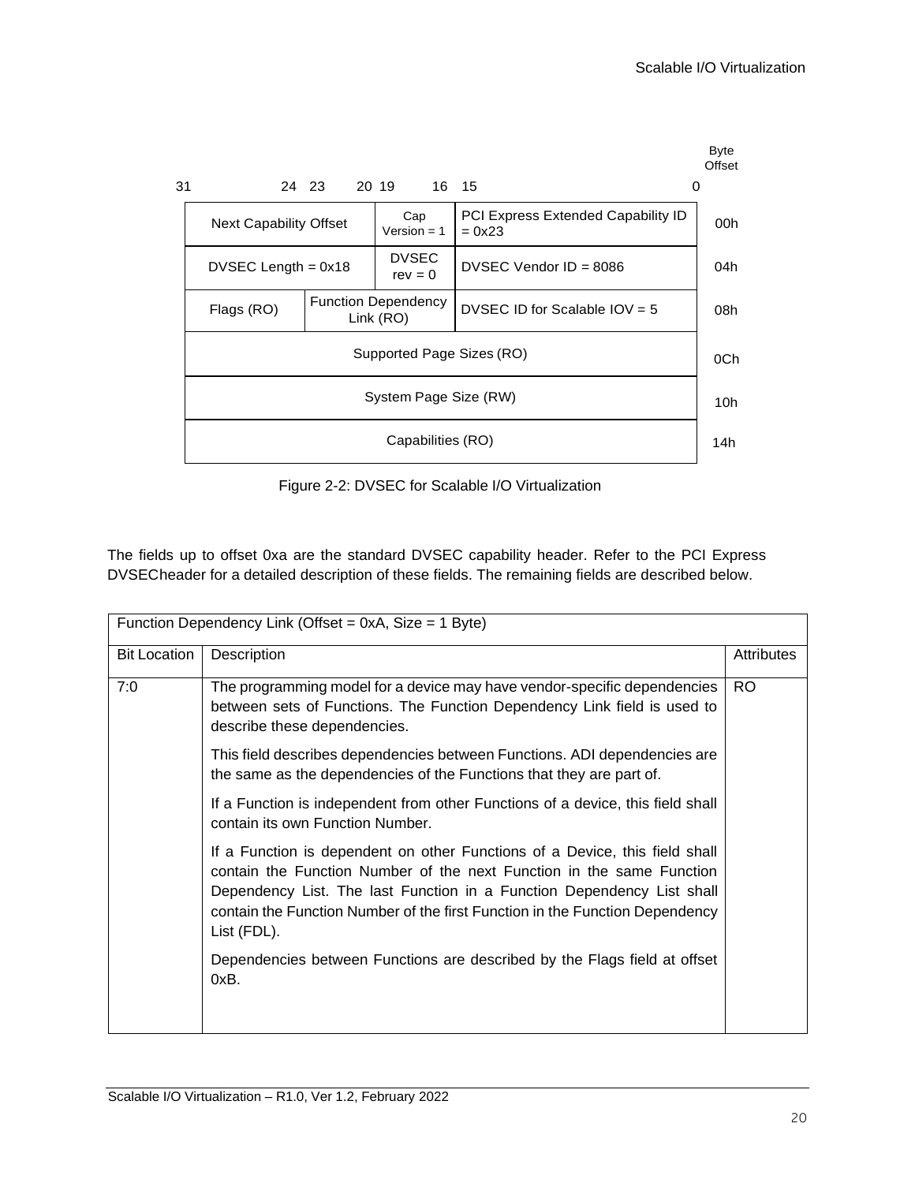| 31 … 24 | 23 … 20 | 19 … 16 | 15 … 0 | Byte Offset |
|---|---|---|---|---|
| Next Capability Offset | | Cap Version = 1 | PCI Express Extended Capability ID = 0x23 | 00h |
| DVSEC Length = 0x18 | | DVSEC rev = 0 | DVSEC Vendor ID = 8086 | 04h |
| Flags (RO) | Function Dependency Link (RO) | | DVSEC ID for Scalable IOV = 5 | 08h |
| Supported Page Sizes (RO) | | | | 0Ch |
| System Page Size (RW) | | | | 10h |
| Capabilities (RO) | | | | 14h |

Figure 2-2: DVSEC for Scalable I/O Virtualization

The fields up to offset 0xa are the standard DVSEC capability header. Refer to the PCI Express DVSECheader for a detailed description of these fields. The remaining fields are described below.

| Function Dependency Link (Offset = 0xA, Size = 1 Byte) | | |
|---|---|---|
| **Bit Location** | **Description** | **Attributes** |
| 7:0 | The programming model for a device may have vendor-specific dependencies between sets of Functions. The Function Dependency Link field is used to describe these dependencies.<br><br>This field describes dependencies between Functions. ADI dependencies are the same as the dependencies of the Functions that they are part of.<br><br>If a Function is independent from other Functions of a device, this field shall contain its own Function Number.<br><br>If a Function is dependent on other Functions of a Device, this field shall contain the Function Number of the next Function in the same Function Dependency List. The last Function in a Function Dependency List shall contain the Function Number of the first Function in the Function Dependency List (FDL).<br><br>Dependencies between Functions are described by the Flags field at offset 0xB. | RO |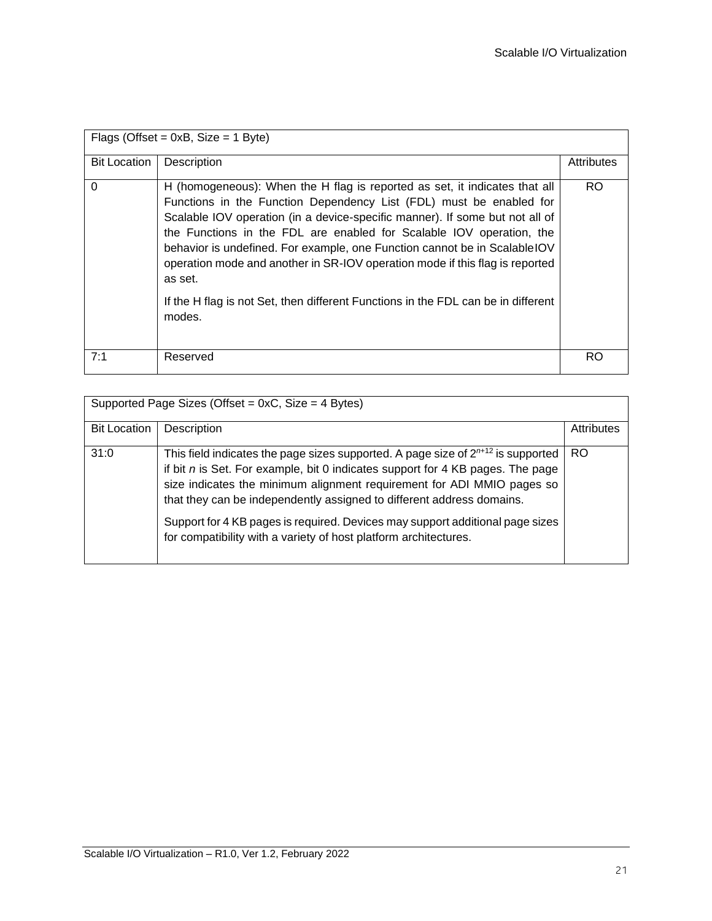| Flags (Offset = 0xB, Size = 1 Byte) | | |
|---|---|---|
| Bit Location | Description | Attributes |
| 0 | H (homogeneous): When the H flag is reported as set, it indicates that all Functions in the Function Dependency List (FDL) must be enabled for Scalable IOV operation (in a device-specific manner). If some but not all of the Functions in the FDL are enabled for Scalable IOV operation, the behavior is undefined. For example, one Function cannot be in Scalable IOV operation mode and another in SR-IOV operation mode if this flag is reported as set.<br><br>If the H flag is not Set, then different Functions in the FDL can be in different modes. | RO |
| 7:1 | Reserved | RO |

| Supported Page Sizes (Offset = 0xC, Size = 4 Bytes) | | |
|---|---|---|
| Bit Location | Description | Attributes |
| 31:0 | This field indicates the page sizes supported. A page size of $2^{n+12}$ is supported if bit *n* is Set. For example, bit 0 indicates support for 4 KB pages. The page size indicates the minimum alignment requirement for ADI MMIO pages so that they can be independently assigned to different address domains.<br><br>Support for 4 KB pages is required. Devices may support additional page sizes for compatibility with a variety of host platform architectures. | RO |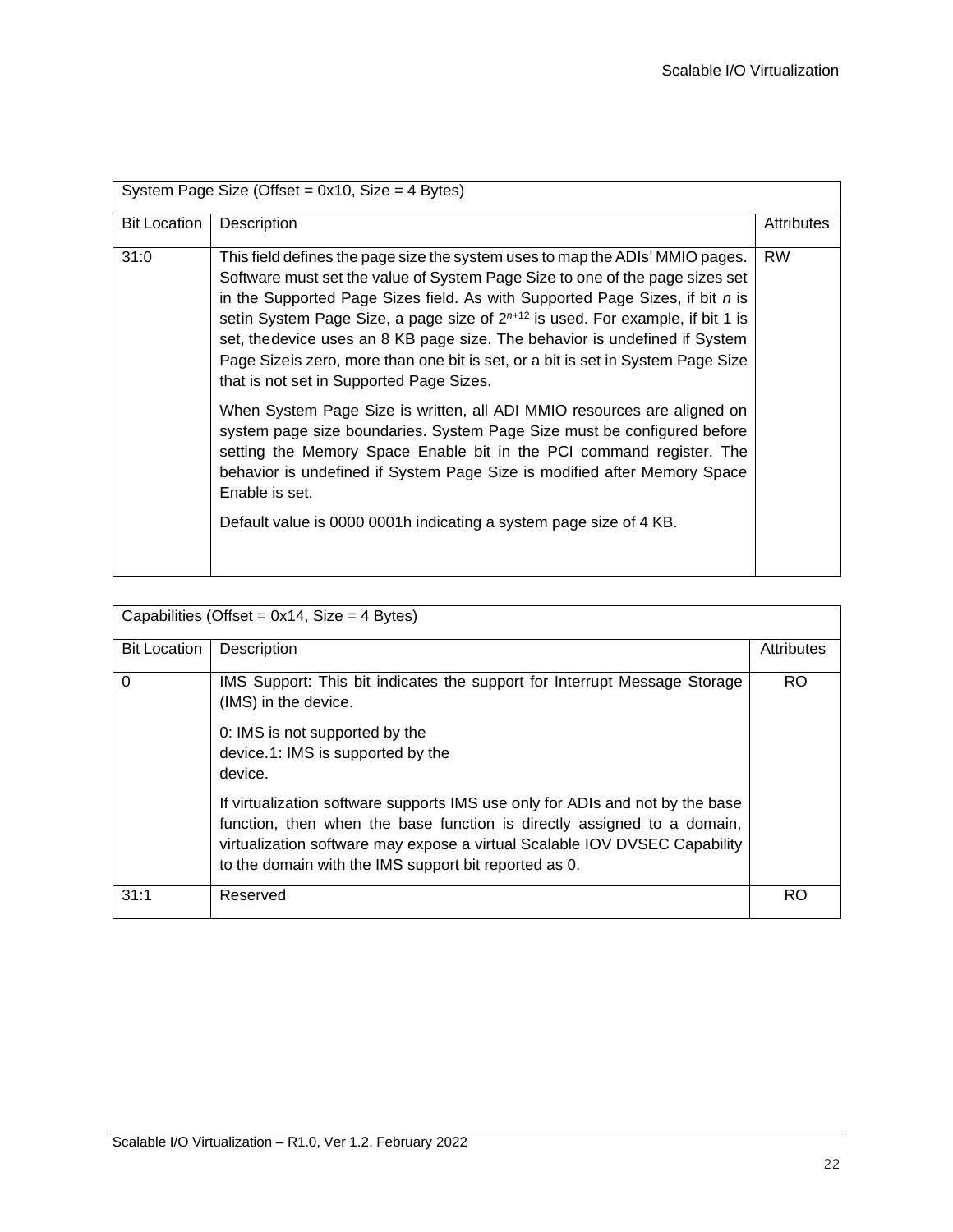| System Page Size (Offset = 0x10, Size = 4 Bytes) | | |
|---|---|---|
| Bit Location | Description | Attributes |
| 31:0 | This field defines the page size the system uses to map the ADIs' MMIO pages. Software must set the value of System Page Size to one of the page sizes set in the Supported Page Sizes field. As with Supported Page Sizes, if bit *n* is setin System Page Size, a page size of $2^{n+12}$ is used. For example, if bit 1 is set, thedevice uses an 8 KB page size. The behavior is undefined if System Page Sizeis zero, more than one bit is set, or a bit is set in System Page Size that is not set in Supported Page Sizes.<br><br>When System Page Size is written, all ADI MMIO resources are aligned on system page size boundaries. System Page Size must be configured before setting the Memory Space Enable bit in the PCI command register. The behavior is undefined if System Page Size is modified after Memory Space Enable is set.<br><br>Default value is 0000 0001h indicating a system page size of 4 KB. | RW |

| Capabilities (Offset = 0x14, Size = 4 Bytes) | | |
|---|---|---|
| Bit Location | Description | Attributes |
| 0 | IMS Support: This bit indicates the support for Interrupt Message Storage (IMS) in the device.<br><br>0: IMS is not supported by the device.1: IMS is supported by the device.<br><br>If virtualization software supports IMS use only for ADIs and not by the base function, then when the base function is directly assigned to a domain, virtualization software may expose a virtual Scalable IOV DVSEC Capability to the domain with the IMS support bit reported as 0. | RO |
| 31:1 | Reserved | RO |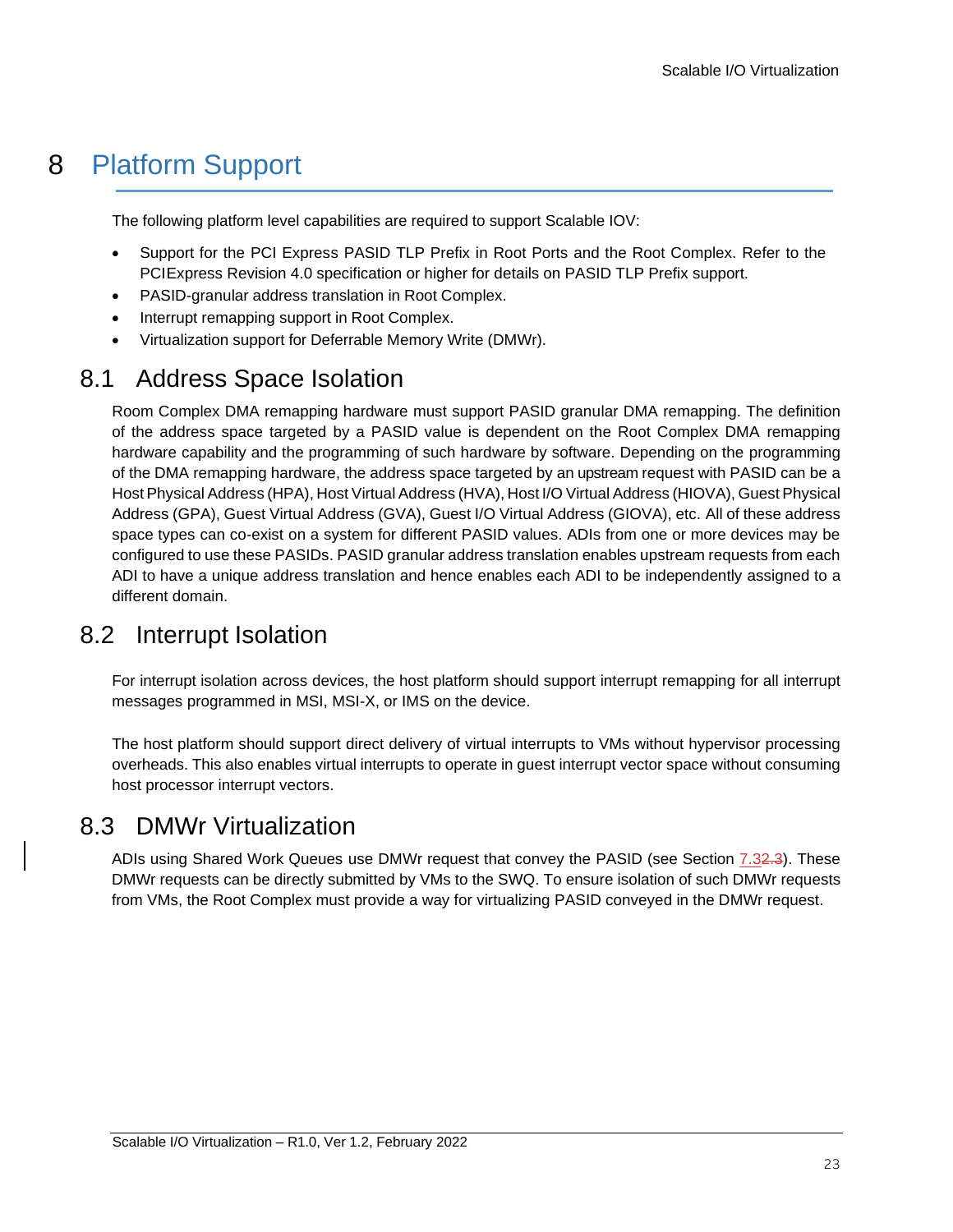# 8 Platform Support

The following platform level capabilities are required to support Scalable IOV:

- Support for the PCI Express PASID TLP Prefix in Root Ports and the Root Complex. Refer to the PCIExpress Revision 4.0 specification or higher for details on PASID TLP Prefix support.
- PASID-granular address translation in Root Complex.
- Interrupt remapping support in Root Complex.
- Virtualization support for Deferrable Memory Write (DMWr).

## 8.1 Address Space Isolation

Room Complex DMA remapping hardware must support PASID granular DMA remapping. The definition of the address space targeted by a PASID value is dependent on the Root Complex DMA remapping hardware capability and the programming of such hardware by software. Depending on the programming of the DMA remapping hardware, the address space targeted by an upstream request with PASID can be a Host Physical Address (HPA), Host Virtual Address (HVA), Host I/O Virtual Address (HIOVA), Guest Physical Address (GPA), Guest Virtual Address (GVA), Guest I/O Virtual Address (GIOVA), etc. All of these address space types can co-exist on a system for different PASID values. ADIs from one or more devices may be configured to use these PASIDs. PASID granular address translation enables upstream requests from each ADI to have a unique address translation and hence enables each ADI to be independently assigned to a different domain.

## 8.2 Interrupt Isolation

For interrupt isolation across devices, the host platform should support interrupt remapping for all interrupt messages programmed in MSI, MSI-X, or IMS on the device.

The host platform should support direct delivery of virtual interrupts to VMs without hypervisor processing overheads. This also enables virtual interrupts to operate in guest interrupt vector space without consuming host processor interrupt vectors.

## 8.3 DMWr Virtualization

ADIs using Shared Work Queues use DMWr request that convey the PASID (see Section 7.3~~2.3~~). These DMWr requests can be directly submitted by VMs to the SWQ. To ensure isolation of such DMWr requests from VMs, the Root Complex must provide a way for virtualizing PASID conveyed in the DMWr request.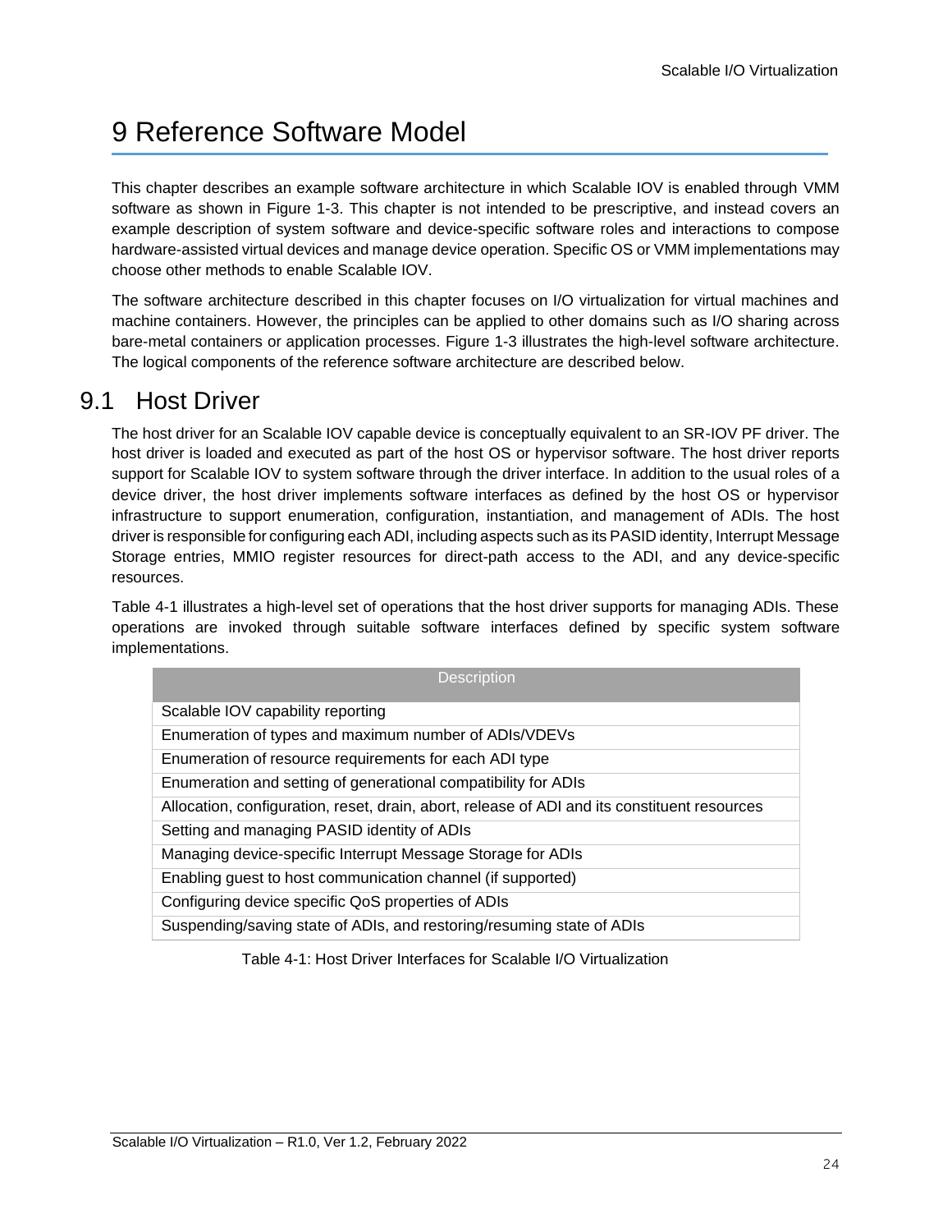# 9 Reference Software Model

This chapter describes an example software architecture in which Scalable IOV is enabled through VMM software as shown in Figure 1-3. This chapter is not intended to be prescriptive, and instead covers an example description of system software and device-specific software roles and interactions to compose hardware-assisted virtual devices and manage device operation. Specific OS or VMM implementations may choose other methods to enable Scalable IOV.

The software architecture described in this chapter focuses on I/O virtualization for virtual machines and machine containers. However, the principles can be applied to other domains such as I/O sharing across bare-metal containers or application processes. Figure 1-3 illustrates the high-level software architecture. The logical components of the reference software architecture are described below.

## 9.1 Host Driver

The host driver for an Scalable IOV capable device is conceptually equivalent to an SR-IOV PF driver. The host driver is loaded and executed as part of the host OS or hypervisor software. The host driver reports support for Scalable IOV to system software through the driver interface. In addition to the usual roles of a device driver, the host driver implements software interfaces as defined by the host OS or hypervisor infrastructure to support enumeration, configuration, instantiation, and management of ADIs. The host driver is responsible for configuring each ADI, including aspects such as its PASID identity, Interrupt Message Storage entries, MMIO register resources for direct-path access to the ADI, and any device-specific resources.

Table 4-1 illustrates a high-level set of operations that the host driver supports for managing ADIs. These operations are invoked through suitable software interfaces defined by specific system software implementations.

| Description |
|---|
| Scalable IOV capability reporting |
| Enumeration of types and maximum number of ADIs/VDEVs |
| Enumeration of resource requirements for each ADI type |
| Enumeration and setting of generational compatibility for ADIs |
| Allocation, configuration, reset, drain, abort, release of ADI and its constituent resources |
| Setting and managing PASID identity of ADIs |
| Managing device-specific Interrupt Message Storage for ADIs |
| Enabling guest to host communication channel (if supported) |
| Configuring device specific QoS properties of ADIs |
| Suspending/saving state of ADIs, and restoring/resuming state of ADIs |

Table 4-1: Host Driver Interfaces for Scalable I/O Virtualization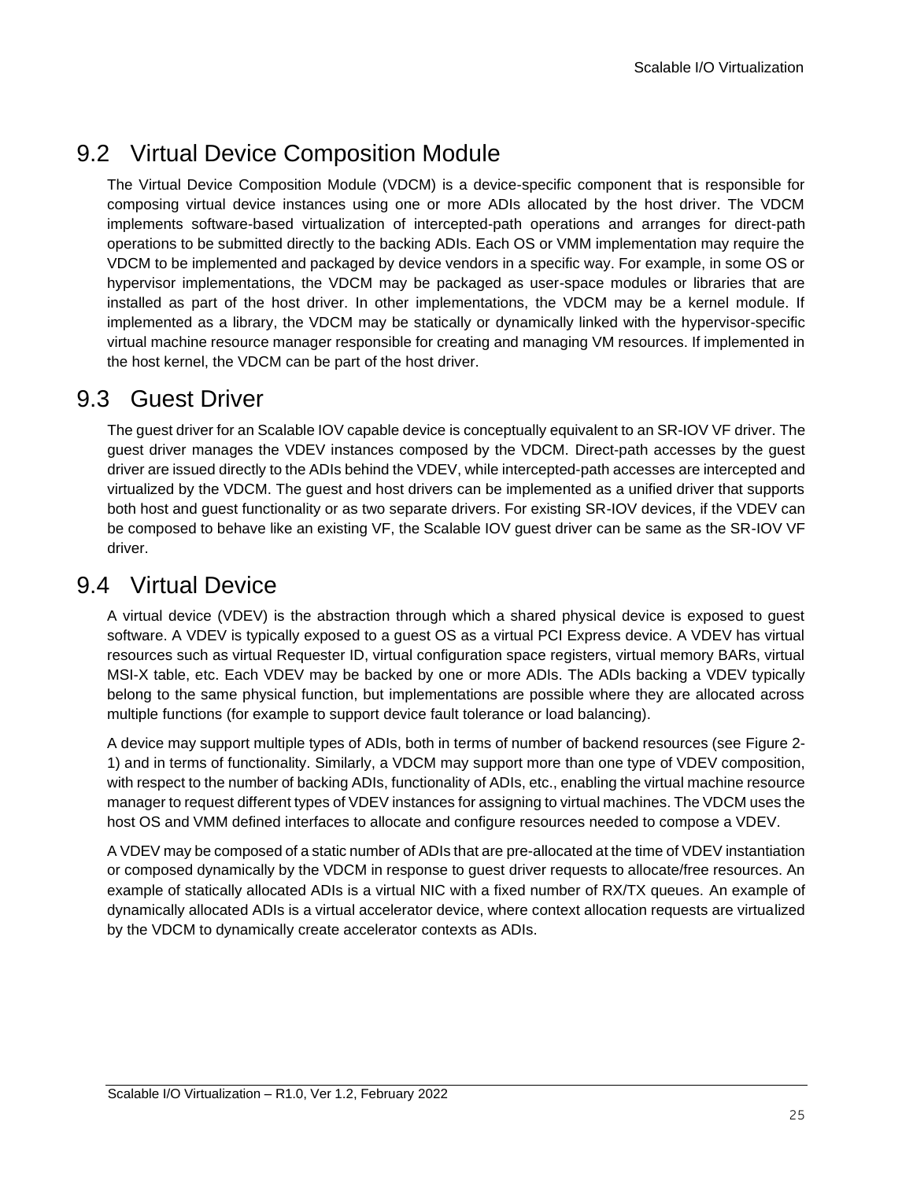## 9.2 Virtual Device Composition Module

The Virtual Device Composition Module (VDCM) is a device-specific component that is responsible for composing virtual device instances using one or more ADIs allocated by the host driver. The VDCM implements software-based virtualization of intercepted-path operations and arranges for direct-path operations to be submitted directly to the backing ADIs. Each OS or VMM implementation may require the VDCM to be implemented and packaged by device vendors in a specific way. For example, in some OS or hypervisor implementations, the VDCM may be packaged as user-space modules or libraries that are installed as part of the host driver. In other implementations, the VDCM may be a kernel module. If implemented as a library, the VDCM may be statically or dynamically linked with the hypervisor-specific virtual machine resource manager responsible for creating and managing VM resources. If implemented in the host kernel, the VDCM can be part of the host driver.

## 9.3 Guest Driver

The guest driver for an Scalable IOV capable device is conceptually equivalent to an SR-IOV VF driver. The guest driver manages the VDEV instances composed by the VDCM. Direct-path accesses by the guest driver are issued directly to the ADIs behind the VDEV, while intercepted-path accesses are intercepted and virtualized by the VDCM. The guest and host drivers can be implemented as a unified driver that supports both host and guest functionality or as two separate drivers. For existing SR-IOV devices, if the VDEV can be composed to behave like an existing VF, the Scalable IOV guest driver can be same as the SR-IOV VF driver.

## 9.4 Virtual Device

A virtual device (VDEV) is the abstraction through which a shared physical device is exposed to guest software. A VDEV is typically exposed to a guest OS as a virtual PCI Express device. A VDEV has virtual resources such as virtual Requester ID, virtual configuration space registers, virtual memory BARs, virtual MSI-X table, etc. Each VDEV may be backed by one or more ADIs. The ADIs backing a VDEV typically belong to the same physical function, but implementations are possible where they are allocated across multiple functions (for example to support device fault tolerance or load balancing).

A device may support multiple types of ADIs, both in terms of number of backend resources (see Figure 2-1) and in terms of functionality. Similarly, a VDCM may support more than one type of VDEV composition, with respect to the number of backing ADIs, functionality of ADIs, etc., enabling the virtual machine resource manager to request different types of VDEV instances for assigning to virtual machines. The VDCM uses the host OS and VMM defined interfaces to allocate and configure resources needed to compose a VDEV.

A VDEV may be composed of a static number of ADIs that are pre-allocated at the time of VDEV instantiation or composed dynamically by the VDCM in response to guest driver requests to allocate/free resources. An example of statically allocated ADIs is a virtual NIC with a fixed number of RX/TX queues. An example of dynamically allocated ADIs is a virtual accelerator device, where context allocation requests are virtualized by the VDCM to dynamically create accelerator contexts as ADIs.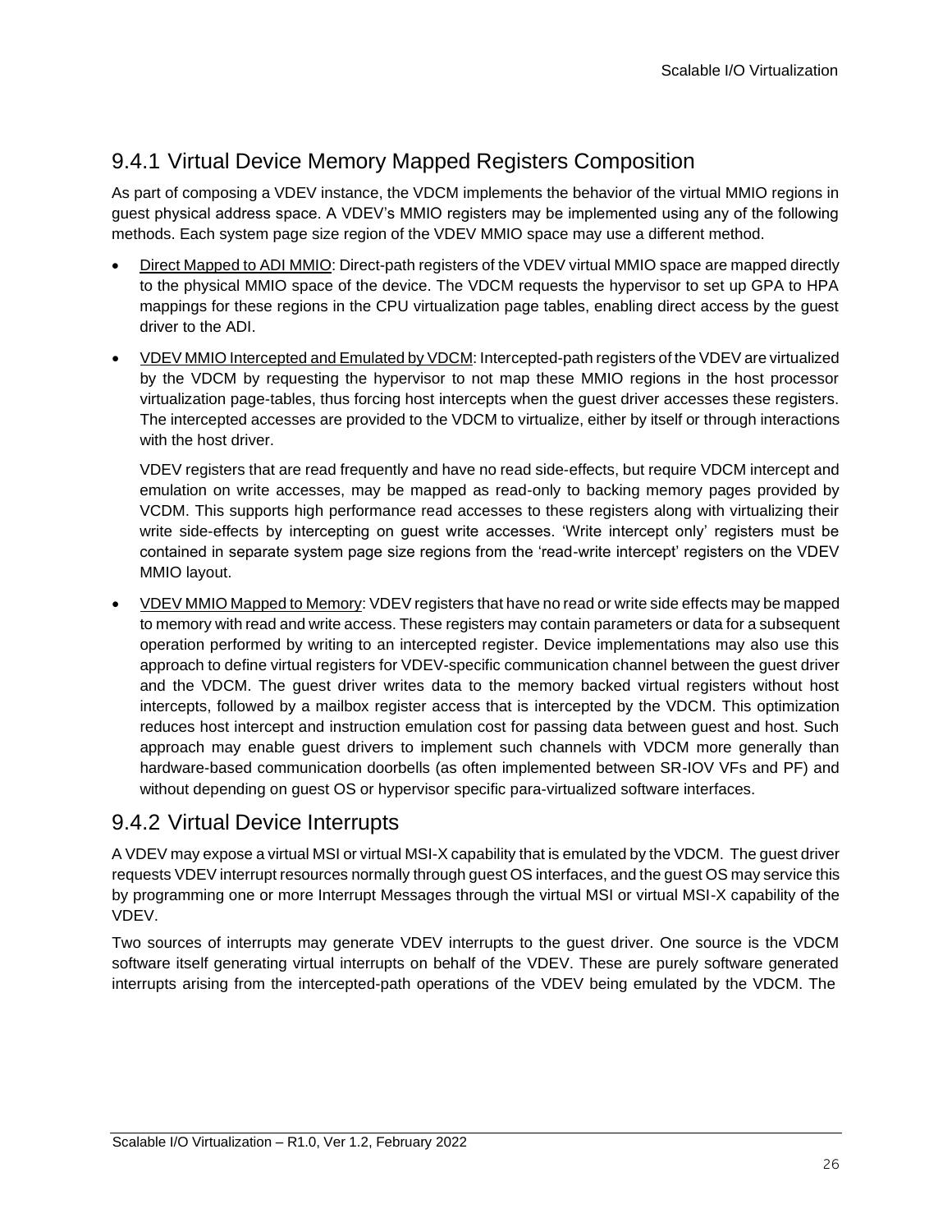## 9.4.1 Virtual Device Memory Mapped Registers Composition

As part of composing a VDEV instance, the VDCM implements the behavior of the virtual MMIO regions in guest physical address space. A VDEV's MMIO registers may be implemented using any of the following methods. Each system page size region of the VDEV MMIO space may use a different method.

- Direct Mapped to ADI MMIO: Direct-path registers of the VDEV virtual MMIO space are mapped directly to the physical MMIO space of the device. The VDCM requests the hypervisor to set up GPA to HPA mappings for these regions in the CPU virtualization page tables, enabling direct access by the guest driver to the ADI.
- VDEV MMIO Intercepted and Emulated by VDCM: Intercepted-path registers of the VDEV are virtualized by the VDCM by requesting the hypervisor to not map these MMIO regions in the host processor virtualization page-tables, thus forcing host intercepts when the guest driver accesses these registers. The intercepted accesses are provided to the VDCM to virtualize, either by itself or through interactions with the host driver.

  VDEV registers that are read frequently and have no read side-effects, but require VDCM intercept and emulation on write accesses, may be mapped as read-only to backing memory pages provided by VCDM. This supports high performance read accesses to these registers along with virtualizing their write side-effects by intercepting on guest write accesses. 'Write intercept only' registers must be contained in separate system page size regions from the 'read-write intercept' registers on the VDEV MMIO layout.
- VDEV MMIO Mapped to Memory: VDEV registers that have no read or write side effects may be mapped to memory with read and write access. These registers may contain parameters or data for a subsequent operation performed by writing to an intercepted register. Device implementations may also use this approach to define virtual registers for VDEV-specific communication channel between the guest driver and the VDCM. The guest driver writes data to the memory backed virtual registers without host intercepts, followed by a mailbox register access that is intercepted by the VDCM. This optimization reduces host intercept and instruction emulation cost for passing data between guest and host. Such approach may enable guest drivers to implement such channels with VDCM more generally than hardware-based communication doorbells (as often implemented between SR-IOV VFs and PF) and without depending on guest OS or hypervisor specific para-virtualized software interfaces.

## 9.4.2 Virtual Device Interrupts

A VDEV may expose a virtual MSI or virtual MSI-X capability that is emulated by the VDCM. The guest driver requests VDEV interrupt resources normally through guest OS interfaces, and the guest OS may service this by programming one or more Interrupt Messages through the virtual MSI or virtual MSI-X capability of the VDEV.

Two sources of interrupts may generate VDEV interrupts to the guest driver. One source is the VDCM software itself generating virtual interrupts on behalf of the VDEV. These are purely software generated interrupts arising from the intercepted-path operations of the VDEV being emulated by the VDCM. The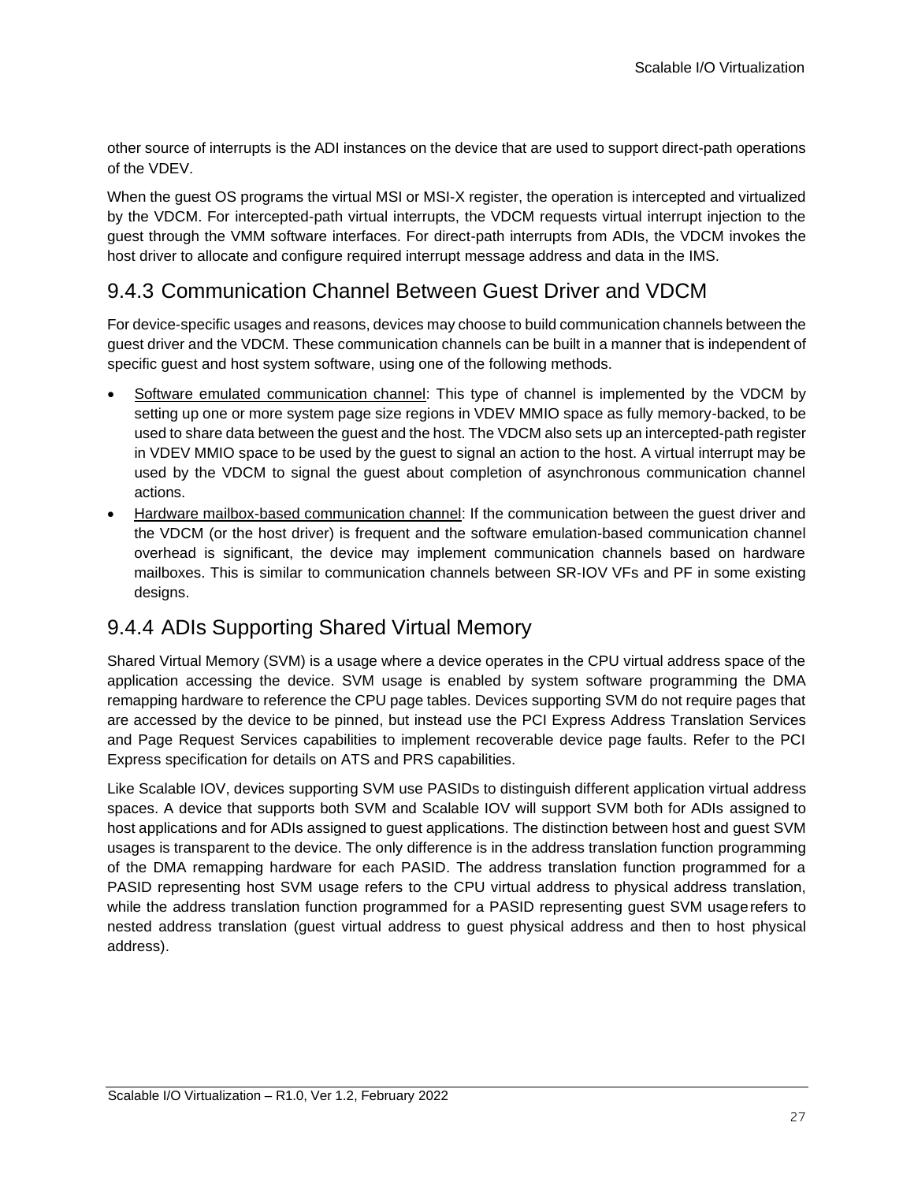other source of interrupts is the ADI instances on the device that are used to support direct-path operations of the VDEV.

When the guest OS programs the virtual MSI or MSI-X register, the operation is intercepted and virtualized by the VDCM. For intercepted-path virtual interrupts, the VDCM requests virtual interrupt injection to the guest through the VMM software interfaces. For direct-path interrupts from ADIs, the VDCM invokes the host driver to allocate and configure required interrupt message address and data in the IMS.

### 9.4.3 Communication Channel Between Guest Driver and VDCM

For device-specific usages and reasons, devices may choose to build communication channels between the guest driver and the VDCM. These communication channels can be built in a manner that is independent of specific guest and host system software, using one of the following methods.

- Software emulated communication channel: This type of channel is implemented by the VDCM by setting up one or more system page size regions in VDEV MMIO space as fully memory-backed, to be used to share data between the guest and the host. The VDCM also sets up an intercepted-path register in VDEV MMIO space to be used by the guest to signal an action to the host. A virtual interrupt may be used by the VDCM to signal the guest about completion of asynchronous communication channel actions.
- Hardware mailbox-based communication channel: If the communication between the guest driver and the VDCM (or the host driver) is frequent and the software emulation-based communication channel overhead is significant, the device may implement communication channels based on hardware mailboxes. This is similar to communication channels between SR-IOV VFs and PF in some existing designs.

### 9.4.4 ADIs Supporting Shared Virtual Memory

Shared Virtual Memory (SVM) is a usage where a device operates in the CPU virtual address space of the application accessing the device. SVM usage is enabled by system software programming the DMA remapping hardware to reference the CPU page tables. Devices supporting SVM do not require pages that are accessed by the device to be pinned, but instead use the PCI Express Address Translation Services and Page Request Services capabilities to implement recoverable device page faults. Refer to the PCI Express specification for details on ATS and PRS capabilities.

Like Scalable IOV, devices supporting SVM use PASIDs to distinguish different application virtual address spaces. A device that supports both SVM and Scalable IOV will support SVM both for ADIs assigned to host applications and for ADIs assigned to guest applications. The distinction between host and guest SVM usages is transparent to the device. The only difference is in the address translation function programming of the DMA remapping hardware for each PASID. The address translation function programmed for a PASID representing host SVM usage refers to the CPU virtual address to physical address translation, while the address translation function programmed for a PASID representing guest SVM usage refers to nested address translation (guest virtual address to guest physical address and then to host physical address).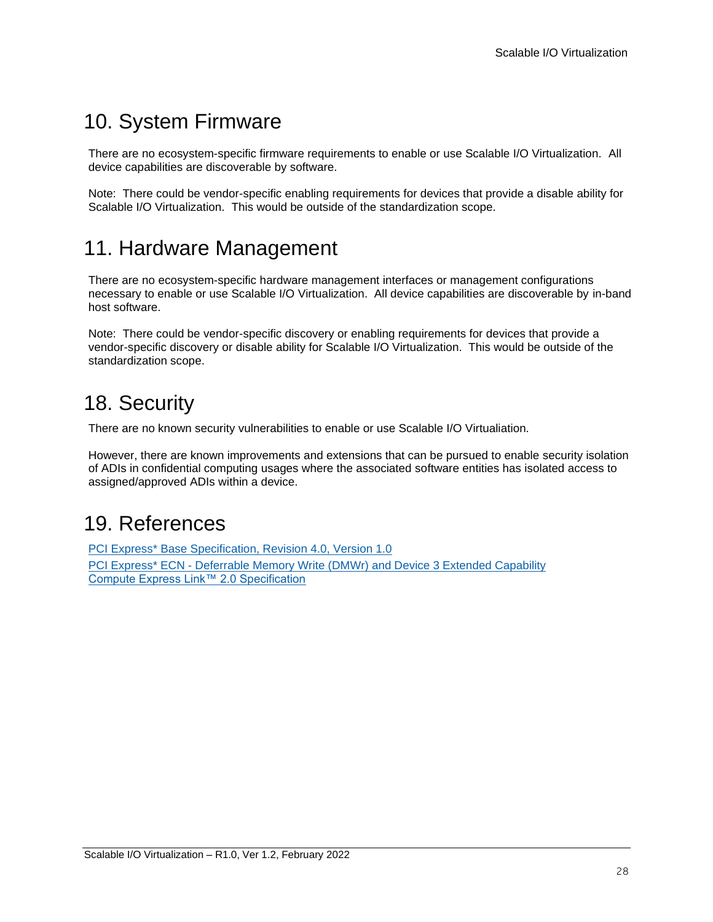# 10. System Firmware

There are no ecosystem-specific firmware requirements to enable or use Scalable I/O Virtualization. All device capabilities are discoverable by software.

Note: There could be vendor-specific enabling requirements for devices that provide a disable ability for Scalable I/O Virtualization. This would be outside of the standardization scope.

# 11. Hardware Management

There are no ecosystem-specific hardware management interfaces or management configurations necessary to enable or use Scalable I/O Virtualization. All device capabilities are discoverable by in-band host software.

Note: There could be vendor-specific discovery or enabling requirements for devices that provide a vendor-specific discovery or disable ability for Scalable I/O Virtualization. This would be outside of the standardization scope.

# 18. Security

There are no known security vulnerabilities to enable or use Scalable I/O Virtualiation.

However, there are known improvements and extensions that can be pursued to enable security isolation of ADIs in confidential computing usages where the associated software entities has isolated access to assigned/approved ADIs within a device.

# 19. References

PCI Express* Base Specification, Revision 4.0, Version 1.0

PCI Express* ECN - Deferrable Memory Write (DMWr) and Device 3 Extended Capability

Compute Express Link™ 2.0 Specification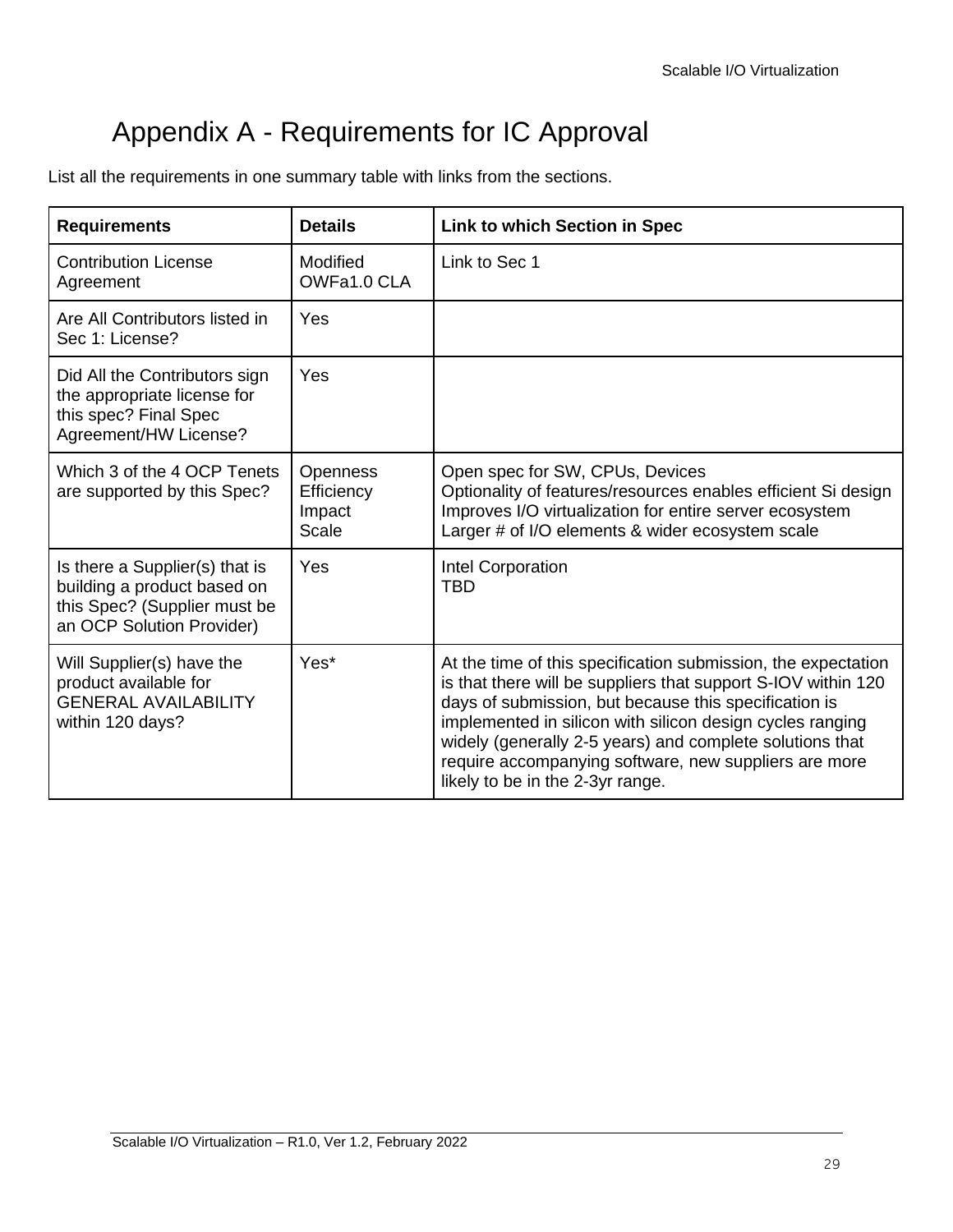# Appendix A - Requirements for IC Approval

List all the requirements in one summary table with links from the sections.

| Requirements | Details | Link to which Section in Spec |
|---|---|---|
| Contribution License Agreement | Modified OWFa1.0 CLA | Link to Sec 1 |
| Are All Contributors listed in Sec 1: License? | Yes | |
| Did All the Contributors sign the appropriate license for this spec? Final Spec Agreement/HW License? | Yes | |
| Which 3 of the 4 OCP Tenets are supported by this Spec? | Openness<br>Efficiency<br>Impact<br>Scale | Open spec for SW, CPUs, Devices<br>Optionality of features/resources enables efficient Si design<br>Improves I/O virtualization for entire server ecosystem<br>Larger # of I/O elements & wider ecosystem scale |
| Is there a Supplier(s) that is building a product based on this Spec? (Supplier must be an OCP Solution Provider) | Yes | Intel Corporation<br>TBD |
| Will Supplier(s) have the product available for GENERAL AVAILABILITY within 120 days? | Yes* | At the time of this specification submission, the expectation is that there will be suppliers that support S-IOV within 120 days of submission, but because this specification is implemented in silicon with silicon design cycles ranging widely (generally 2-5 years) and complete solutions that require accompanying software, new suppliers are more likely to be in the 2-3yr range. |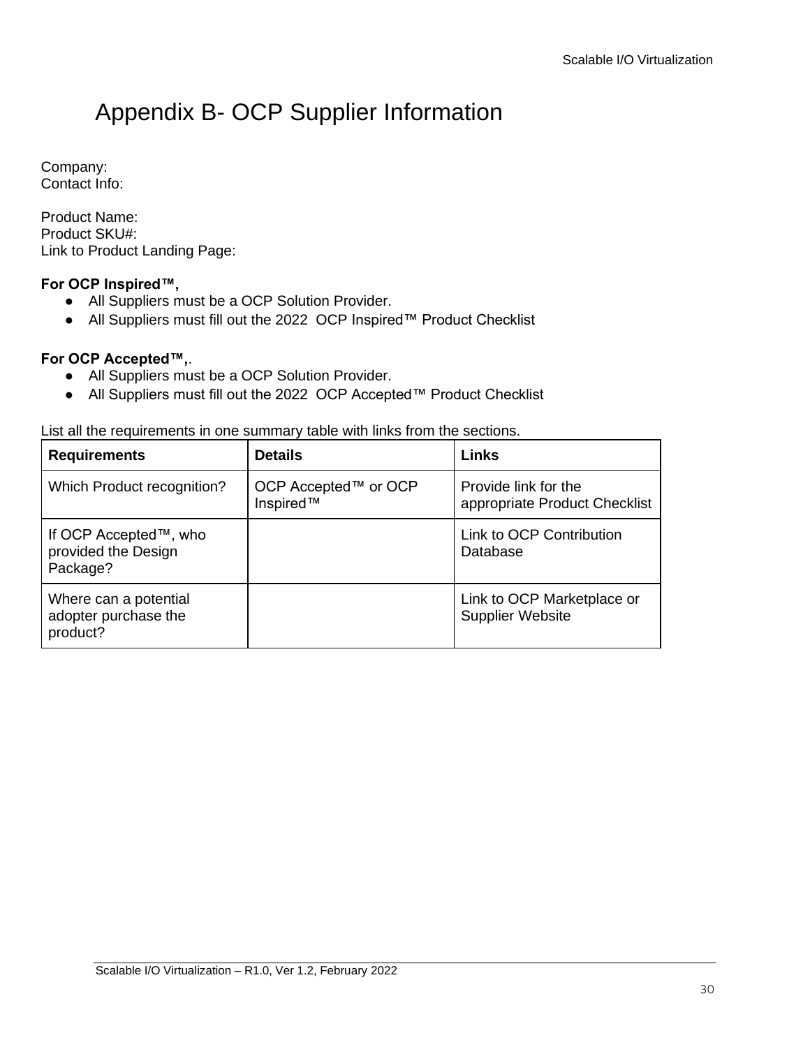# Appendix B- OCP Supplier Information

Company:
Contact Info:

Product Name:
Product SKU#:
Link to Product Landing Page:

**For OCP Inspired™,**

- All Suppliers must be a OCP Solution Provider.
- All Suppliers must fill out the 2022 OCP Inspired™ Product Checklist

**For OCP Accepted™,**.

- All Suppliers must be a OCP Solution Provider.
- All Suppliers must fill out the 2022 OCP Accepted™ Product Checklist

List all the requirements in one summary table with links from the sections.

| Requirements | Details | Links |
|---|---|---|
| Which Product recognition? | OCP Accepted™ or OCP Inspired™ | Provide link for the appropriate Product Checklist |
| If OCP Accepted™, who provided the Design Package? | | Link to OCP Contribution Database |
| Where can a potential adopter purchase the product? | | Link to OCP Marketplace or Supplier Website |